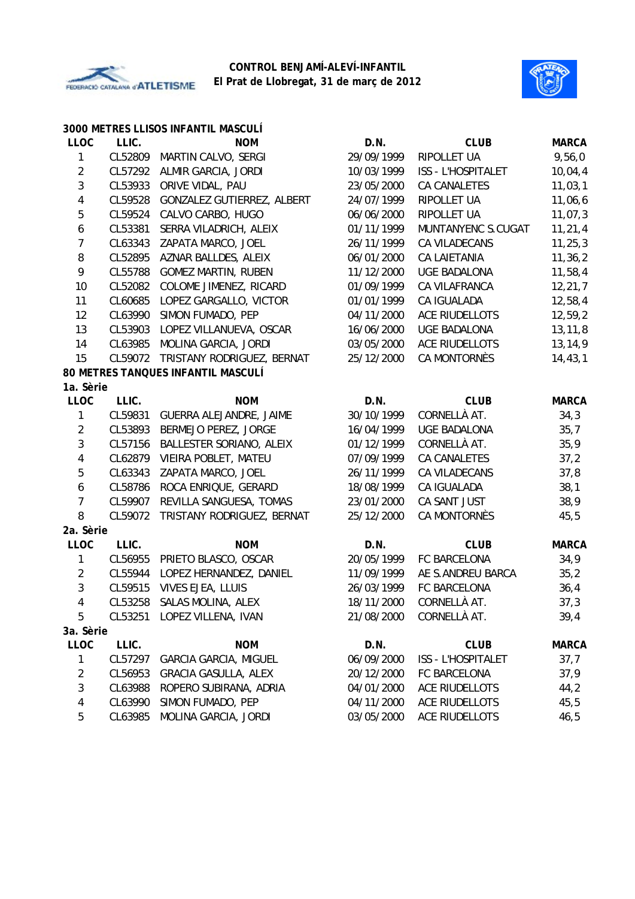**CONTROL BENJAMÍ-ALEVÍ-INFANTIL**
**El Prat de Llobregat, 31 de març de 2012**

## 3000 METRES LLISOS INFANTIL MASCULÍ

| LLOC | LLIC. | NOM | D.N. | CLUB | MARCA |
|---|---|---|---|---|---|
| 1 | CL52809 | MARTIN CALVO, SERGI | 29/09/1999 | RIPOLLET UA | 9,56,0 |
| 2 | CL57292 | ALMIR GARCIA, JORDI | 10/03/1999 | ISS - L'HOSPITALET | 10,04,4 |
| 3 | CL53933 | ORIVE VIDAL, PAU | 23/05/2000 | CA CANALETES | 11,03,1 |
| 4 | CL59528 | GONZALEZ GUTIERREZ, ALBERT | 24/07/1999 | RIPOLLET UA | 11,06,6 |
| 5 | CL59524 | CALVO CARBO, HUGO | 06/06/2000 | RIPOLLET UA | 11,07,3 |
| 6 | CL53381 | SERRA VILADRICH, ALEIX | 01/11/1999 | MUNTANYENC S.CUGAT | 11,21,4 |
| 7 | CL63343 | ZAPATA MARCO, JOEL | 26/11/1999 | CA VILADECANS | 11,25,3 |
| 8 | CL52895 | AZNAR BALLDES, ALEIX | 06/01/2000 | CA LAIETANIA | 11,36,2 |
| 9 | CL55788 | GOMEZ MARTIN, RUBEN | 11/12/2000 | UGE BADALONA | 11,58,4 |
| 10 | CL52082 | COLOME JIMENEZ, RICARD | 01/09/1999 | CA VILAFRANCA | 12,21,7 |
| 11 | CL60685 | LOPEZ GARGALLO, VICTOR | 01/01/1999 | CA IGUALADA | 12,58,4 |
| 12 | CL63990 | SIMON FUMADO, PEP | 04/11/2000 | ACE RIUDELLOTS | 12,59,2 |
| 13 | CL53903 | LOPEZ VILLANUEVA, OSCAR | 16/06/2000 | UGE BADALONA | 13,11,8 |
| 14 | CL63985 | MOLINA GARCIA, JORDI | 03/05/2000 | ACE RIUDELLOTS | 13,14,9 |
| 15 | CL59072 | TRISTANY RODRIGUEZ, BERNAT | 25/12/2000 | CA MONTORNÈS | 14,43,1 |

## 80 METRES TANQUES INFANTIL MASCULÍ

**1a. Sèrie**

| LLOC | LLIC. | NOM | D.N. | CLUB | MARCA |
|---|---|---|---|---|---|
| 1 | CL59831 | GUERRA ALEJANDRE, JAIME | 30/10/1999 | CORNELLÀ AT. | 34,3 |
| 2 | CL53893 | BERMEJO PEREZ, JORGE | 16/04/1999 | UGE BADALONA | 35,7 |
| 3 | CL57156 | BALLESTER SORIANO, ALEIX | 01/12/1999 | CORNELLÀ AT. | 35,9 |
| 4 | CL62879 | VIEIRA POBLET, MATEU | 07/09/1999 | CA CANALETES | 37,2 |
| 5 | CL63343 | ZAPATA MARCO, JOEL | 26/11/1999 | CA VILADECANS | 37,8 |
| 6 | CL58786 | ROCA ENRIQUE, GERARD | 18/08/1999 | CA IGUALADA | 38,1 |
| 7 | CL59907 | REVILLA SANGUESA, TOMAS | 23/01/2000 | CA SANT JUST | 38,9 |
| 8 | CL59072 | TRISTANY RODRIGUEZ, BERNAT | 25/12/2000 | CA MONTORNÈS | 45,5 |

**2a. Sèrie**

| LLOC | LLIC. | NOM | D.N. | CLUB | MARCA |
|---|---|---|---|---|---|
| 1 | CL56955 | PRIETO BLASCO, OSCAR | 20/05/1999 | FC BARCELONA | 34,9 |
| 2 | CL55944 | LOPEZ HERNANDEZ, DANIEL | 11/09/1999 | AE S.ANDREU BARCA | 35,2 |
| 3 | CL59515 | VIVES EJEA, LLUIS | 26/03/1999 | FC BARCELONA | 36,4 |
| 4 | CL53258 | SALAS MOLINA, ALEX | 18/11/2000 | CORNELLÀ AT. | 37,3 |
| 5 | CL53251 | LOPEZ VILLENA, IVAN | 21/08/2000 | CORNELLÀ AT. | 39,4 |

**3a. Sèrie**

| LLOC | LLIC. | NOM | D.N. | CLUB | MARCA |
|---|---|---|---|---|---|
| 1 | CL57297 | GARCIA GARCIA, MIGUEL | 06/09/2000 | ISS - L'HOSPITALET | 37,7 |
| 2 | CL56953 | GRACIA GASULLA, ALEX | 20/12/2000 | FC BARCELONA | 37,9 |
| 3 | CL63988 | ROPERO SUBIRANA, ADRIA | 04/01/2000 | ACE RIUDELLOTS | 44,2 |
| 4 | CL63990 | SIMON FUMADO, PEP | 04/11/2000 | ACE RIUDELLOTS | 45,5 |
| 5 | CL63985 | MOLINA GARCIA, JORDI | 03/05/2000 | ACE RIUDELLOTS | 46,5 |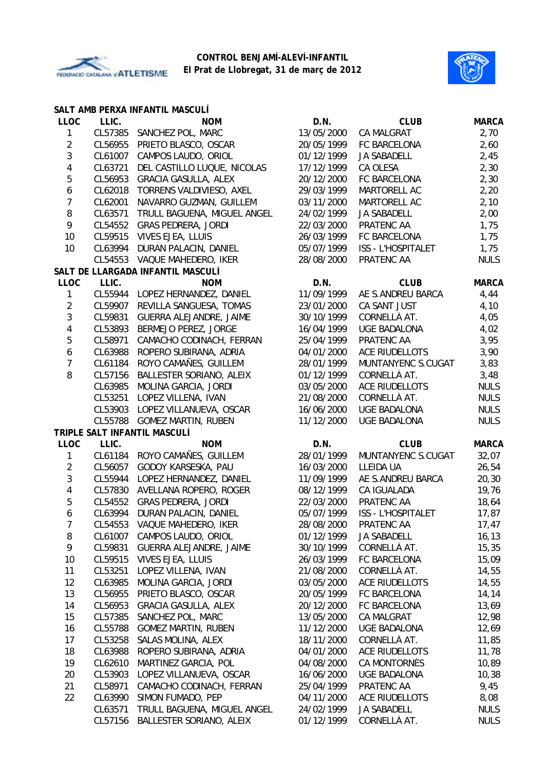**CONTROL BENJAMÍ-ALEVÍ-INFANTIL**
**El Prat de Llobregat, 31 de març de 2012**

## SALT AMB PERXA INFANTIL MASCULÍ

| LLOC | LLIC. | NOM | D.N. | CLUB | MARCA |
|---|---|---|---|---|---|
| 1 | CL57385 | SANCHEZ POL, MARC | 13/05/2000 | CA MALGRAT | 2,70 |
| 2 | CL56955 | PRIETO BLASCO, OSCAR | 20/05/1999 | FC BARCELONA | 2,60 |
| 3 | CL61007 | CAMPOS LAUDO, ORIOL | 01/12/1999 | JA SABADELL | 2,45 |
| 4 | CL63721 | DEL CASTILLO LUQUE, NICOLAS | 17/12/1999 | CA OLESA | 2,30 |
| 5 | CL56953 | GRACIA GASULLA, ALEX | 20/12/2000 | FC BARCELONA | 2,30 |
| 6 | CL62018 | TORRENS VALDIVIESO, AXEL | 29/03/1999 | MARTORELL AC | 2,20 |
| 7 | CL62001 | NAVARRO GUZMAN, GUILLEM | 03/11/2000 | MARTORELL AC | 2,10 |
| 8 | CL63571 | TRULL BAGUENA, MIGUEL ANGEL | 24/02/1999 | JA SABADELL | 2,00 |
| 9 | CL54552 | GRAS PEDRERA, JORDI | 22/03/2000 | PRATENC AA | 1,75 |
| 10 | CL59515 | VIVES EJEA, LLUIS | 26/03/1999 | FC BARCELONA | 1,75 |
| 10 | CL63994 | DURAN PALACIN, DANIEL | 05/07/1999 | ISS - L'HOSPITALET | 1,75 |
| | CL54553 | VAQUE MAHEDERO, IKER | 28/08/2000 | PRATENC AA | NULS |

## SALT DE LLARGADA INFANTIL MASCULÍ

| LLOC | LLIC. | NOM | D.N. | CLUB | MARCA |
|---|---|---|---|---|---|
| 1 | CL55944 | LOPEZ HERNANDEZ, DANIEL | 11/09/1999 | AE S.ANDREU BARCA | 4,44 |
| 2 | CL59907 | REVILLA SANGUESA, TOMAS | 23/01/2000 | CA SANT JUST | 4,10 |
| 3 | CL59831 | GUERRA ALEJANDRE, JAIME | 30/10/1999 | CORNELLÀ AT. | 4,05 |
| 4 | CL53893 | BERMEJO PEREZ, JORGE | 16/04/1999 | UGE BADALONA | 4,02 |
| 5 | CL58971 | CAMACHO CODINACH, FERRAN | 25/04/1999 | PRATENC AA | 3,95 |
| 6 | CL63988 | ROPERO SUBIRANA, ADRIA | 04/01/2000 | ACE RIUDELLOTS | 3,90 |
| 7 | CL61184 | ROYO CAMAÑES, GUILLEM | 28/01/1999 | MUNTANYENC S.CUGAT | 3,83 |
| 8 | CL57156 | BALLESTER SORIANO, ALEIX | 01/12/1999 | CORNELLÀ AT. | 3,48 |
| | CL63985 | MOLINA GARCIA, JORDI | 03/05/2000 | ACE RIUDELLOTS | NULS |
| | CL53251 | LOPEZ VILLENA, IVAN | 21/08/2000 | CORNELLÀ AT. | NULS |
| | CL53903 | LOPEZ VILLANUEVA, OSCAR | 16/06/2000 | UGE BADALONA | NULS |
| | CL55788 | GOMEZ MARTIN, RUBEN | 11/12/2000 | UGE BADALONA | NULS |

## TRIPLE SALT INFANTIL MASCULÍ

| LLOC | LLIC. | NOM | D.N. | CLUB | MARCA |
|---|---|---|---|---|---|
| 1 | CL61184 | ROYO CAMAÑES, GUILLEM | 28/01/1999 | MUNTANYENC S.CUGAT | 32,07 |
| 2 | CL56057 | GODOY KARSESKA, PAU | 16/03/2000 | LLEIDA UA | 26,54 |
| 3 | CL55944 | LOPEZ HERNANDEZ, DANIEL | 11/09/1999 | AE S.ANDREU BARCA | 20,30 |
| 4 | CL57830 | AVELLANA ROPERO, ROGER | 08/12/1999 | CA IGUALADA | 19,76 |
| 5 | CL54552 | GRAS PEDRERA, JORDI | 22/03/2000 | PRATENC AA | 18,64 |
| 6 | CL63994 | DURAN PALACIN, DANIEL | 05/07/1999 | ISS - L'HOSPITALET | 17,87 |
| 7 | CL54553 | VAQUE MAHEDERO, IKER | 28/08/2000 | PRATENC AA | 17,47 |
| 8 | CL61007 | CAMPOS LAUDO, ORIOL | 01/12/1999 | JA SABADELL | 16,13 |
| 9 | CL59831 | GUERRA ALEJANDRE, JAIME | 30/10/1999 | CORNELLÀ AT. | 15,35 |
| 10 | CL59515 | VIVES EJEA, LLUIS | 26/03/1999 | FC BARCELONA | 15,09 |
| 11 | CL53251 | LOPEZ VILLENA, IVAN | 21/08/2000 | CORNELLÀ AT. | 14,55 |
| 12 | CL63985 | MOLINA GARCIA, JORDI | 03/05/2000 | ACE RIUDELLOTS | 14,55 |
| 13 | CL56955 | PRIETO BLASCO, OSCAR | 20/05/1999 | FC BARCELONA | 14,14 |
| 14 | CL56953 | GRACIA GASULLA, ALEX | 20/12/2000 | FC BARCELONA | 13,69 |
| 15 | CL57385 | SANCHEZ POL, MARC | 13/05/2000 | CA MALGRAT | 12,98 |
| 16 | CL55788 | GOMEZ MARTIN, RUBEN | 11/12/2000 | UGE BADALONA | 12,69 |
| 17 | CL53258 | SALAS MOLINA, ALEX | 18/11/2000 | CORNELLÀ AT. | 11,85 |
| 18 | CL63988 | ROPERO SUBIRANA, ADRIA | 04/01/2000 | ACE RIUDELLOTS | 11,78 |
| 19 | CL62610 | MARTINEZ GARCIA, POL | 04/08/2000 | CA MONTORNÈS | 10,89 |
| 20 | CL53903 | LOPEZ VILLANUEVA, OSCAR | 16/06/2000 | UGE BADALONA | 10,38 |
| 21 | CL58971 | CAMACHO CODINACH, FERRAN | 25/04/1999 | PRATENC AA | 9,45 |
| 22 | CL63990 | SIMON FUMADO, PEP | 04/11/2000 | ACE RIUDELLOTS | 8,08 |
| | CL63571 | TRULL BAGUENA, MIGUEL ANGEL | 24/02/1999 | JA SABADELL | NULS |
| | CL57156 | BALLESTER SORIANO, ALEIX | 01/12/1999 | CORNELLÀ AT. | NULS |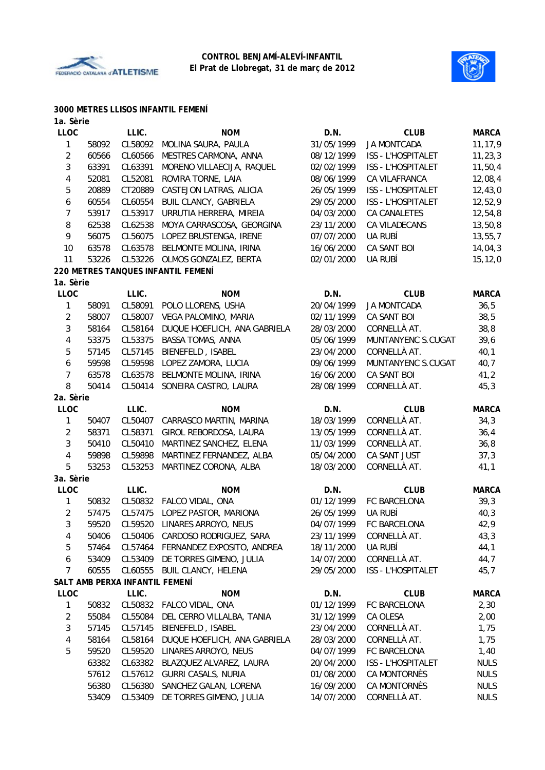**CONTROL BENJAMÍ-ALEVÍ-INFANTIL**
**El Prat de Llobregat, 31 de març de 2012**

### 3000 METRES LLISOS INFANTIL FEMENÍ

**1a. Sèrie**

| LLOC | | LLIC. | NOM | D.N. | CLUB | MARCA |
|---|---|---|---|---|---|---|
| 1 | 58092 | CL58092 | MOLINA SAURA, PAULA | 31/05/1999 | JA MONTCADA | 11,17,9 |
| 2 | 60566 | CL60566 | MESTRES CARMONA, ANNA | 08/12/1999 | ISS - L'HOSPITALET | 11,23,3 |
| 3 | 63391 | CL63391 | MORENO VILLAECIJA, RAQUEL | 02/02/1999 | ISS - L'HOSPITALET | 11,50,4 |
| 4 | 52081 | CL52081 | ROVIRA TORNE, LAIA | 08/06/1999 | CA VILAFRANCA | 12,08,4 |
| 5 | 20889 | CT20889 | CASTEJON LATRAS, ALICIA | 26/05/1999 | ISS - L'HOSPITALET | 12,43,0 |
| 6 | 60554 | CL60554 | BUIL CLANCY, GABRIELA | 29/05/2000 | ISS - L'HOSPITALET | 12,52,9 |
| 7 | 53917 | CL53917 | URRUTIA HERRERA, MIREIA | 04/03/2000 | CA CANALETES | 12,54,8 |
| 8 | 62538 | CL62538 | MOYA CARRASCOSA, GEORGINA | 23/11/2000 | CA VILADECANS | 13,50,8 |
| 9 | 56075 | CL56075 | LOPEZ BRUSTENGA, IRENE | 07/07/2000 | UA RUBÍ | 13,55,7 |
| 10 | 63578 | CL63578 | BELMONTE MOLINA, IRINA | 16/06/2000 | CA SANT BOI | 14,04,3 |
| 11 | 53226 | CL53226 | OLMOS GONZALEZ, BERTA | 02/01/2000 | UA RUBÍ | 15,12,0 |

### 220 METRES TANQUES INFANTIL FEMENÍ

**1a. Sèrie**

| LLOC | | LLIC. | NOM | D.N. | CLUB | MARCA |
|---|---|---|---|---|---|---|
| 1 | 58091 | CL58091 | POLO LLORENS, USHA | 20/04/1999 | JA MONTCADA | 36,5 |
| 2 | 58007 | CL58007 | VEGA PALOMINO, MARIA | 02/11/1999 | CA SANT BOI | 38,5 |
| 3 | 58164 | CL58164 | DUQUE HOEFLICH, ANA GABRIELA | 28/03/2000 | CORNELLÀ AT. | 38,8 |
| 4 | 53375 | CL53375 | BASSA TOMAS, ANNA | 05/06/1999 | MUNTANYENC S.CUGAT | 39,6 |
| 5 | 57145 | CL57145 | BIENEFELD , ISABEL | 23/04/2000 | CORNELLÀ AT. | 40,1 |
| 6 | 59598 | CL59598 | LOPEZ ZAMORA, LUCIA | 09/06/1999 | MUNTANYENC S.CUGAT | 40,7 |
| 7 | 63578 | CL63578 | BELMONTE MOLINA, IRINA | 16/06/2000 | CA SANT BOI | 41,2 |
| 8 | 50414 | CL50414 | SONEIRA CASTRO, LAURA | 28/08/1999 | CORNELLÀ AT. | 45,3 |

**2a. Sèrie**

| LLOC | | LLIC. | NOM | D.N. | CLUB | MARCA |
|---|---|---|---|---|---|---|
| 1 | 50407 | CL50407 | CARRASCO MARTIN, MARINA | 18/03/1999 | CORNELLÀ AT. | 34,3 |
| 2 | 58371 | CL58371 | GIROL REBORDOSA, LAURA | 13/05/1999 | CORNELLÀ AT. | 36,4 |
| 3 | 50410 | CL50410 | MARTINEZ SANCHEZ, ELENA | 11/03/1999 | CORNELLÀ AT. | 36,8 |
| 4 | 59898 | CL59898 | MARTINEZ FERNANDEZ, ALBA | 05/04/2000 | CA SANT JUST | 37,3 |
| 5 | 53253 | CL53253 | MARTINEZ CORONA, ALBA | 18/03/2000 | CORNELLÀ AT. | 41,1 |

**3a. Sèrie**

| LLOC | | LLIC. | NOM | D.N. | CLUB | MARCA |
|---|---|---|---|---|---|---|
| 1 | 50832 | CL50832 | FALCO VIDAL, ONA | 01/12/1999 | FC BARCELONA | 39,3 |
| 2 | 57475 | CL57475 | LOPEZ PASTOR, MARIONA | 26/05/1999 | UA RUBÍ | 40,3 |
| 3 | 59520 | CL59520 | LINARES ARROYO, NEUS | 04/07/1999 | FC BARCELONA | 42,9 |
| 4 | 50406 | CL50406 | CARDOSO RODRIGUEZ, SARA | 23/11/1999 | CORNELLÀ AT. | 43,3 |
| 5 | 57464 | CL57464 | FERNANDEZ EXPOSITO, ANDREA | 18/11/2000 | UA RUBÍ | 44,1 |
| 6 | 53409 | CL53409 | DE TORRES GIMENO, JULIA | 14/07/2000 | CORNELLÀ AT. | 44,7 |
| 7 | 60555 | CL60555 | BUIL CLANCY, HELENA | 29/05/2000 | ISS - L'HOSPITALET | 45,7 |

### SALT AMB PERXA INFANTIL FEMENÍ

| LLOC | | LLIC. | NOM | D.N. | CLUB | MARCA |
|---|---|---|---|---|---|---|
| 1 | 50832 | CL50832 | FALCO VIDAL, ONA | 01/12/1999 | FC BARCELONA | 2,30 |
| 2 | 55084 | CL55084 | DEL CERRO VILLALBA, TANIA | 31/12/1999 | CA OLESA | 2,00 |
| 3 | 57145 | CL57145 | BIENEFELD , ISABEL | 23/04/2000 | CORNELLÀ AT. | 1,75 |
| 4 | 58164 | CL58164 | DUQUE HOEFLICH, ANA GABRIELA | 28/03/2000 | CORNELLÀ AT. | 1,75 |
| 5 | 59520 | CL59520 | LINARES ARROYO, NEUS | 04/07/1999 | FC BARCELONA | 1,40 |
| | 63382 | CL63382 | BLAZQUEZ ALVAREZ, LAURA | 20/04/2000 | ISS - L'HOSPITALET | NULS |
| | 57612 | CL57612 | GURRI CASALS, NURIA | 01/08/2000 | CA MONTORNÈS | NULS |
| | 56380 | CL56380 | SANCHEZ GALAN, LORENA | 16/09/2000 | CA MONTORNÈS | NULS |
| | 53409 | CL53409 | DE TORRES GIMENO, JULIA | 14/07/2000 | CORNELLÀ AT. | NULS |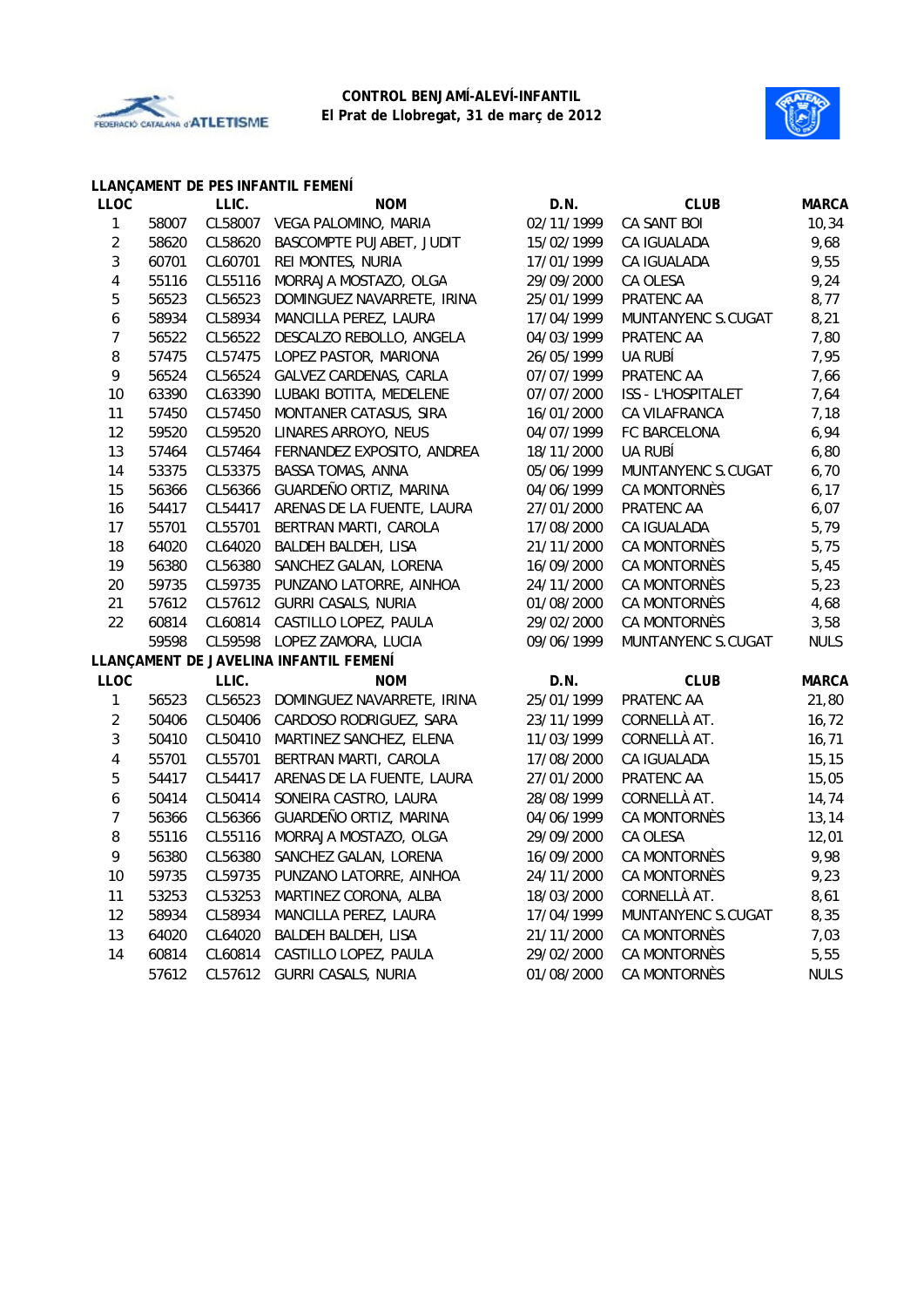**CONTROL BENJAMÍ-ALEVÍ-INFANTIL**
**El Prat de Llobregat, 31 de març de 2012**

### LLANÇAMENT DE PES INFANTIL FEMENÍ

| LLOC | LLIC. | | NOM | D.N. | CLUB | MARCA |
|---|---|---|---|---|---|---|
| 1 | 58007 | CL58007 | VEGA PALOMINO, MARIA | 02/11/1999 | CA SANT BOI | 10,34 |
| 2 | 58620 | CL58620 | BASCOMPTE PUJABET, JUDIT | 15/02/1999 | CA IGUALADA | 9,68 |
| 3 | 60701 | CL60701 | REI MONTES, NURIA | 17/01/1999 | CA IGUALADA | 9,55 |
| 4 | 55116 | CL55116 | MORRAJA MOSTAZO, OLGA | 29/09/2000 | CA OLESA | 9,24 |
| 5 | 56523 | CL56523 | DOMINGUEZ NAVARRETE, IRINA | 25/01/1999 | PRATENC AA | 8,77 |
| 6 | 58934 | CL58934 | MANCILLA PEREZ, LAURA | 17/04/1999 | MUNTANYENC S.CUGAT | 8,21 |
| 7 | 56522 | CL56522 | DESCALZO REBOLLO, ANGELA | 04/03/1999 | PRATENC AA | 7,80 |
| 8 | 57475 | CL57475 | LOPEZ PASTOR, MARIONA | 26/05/1999 | UA RUBÍ | 7,95 |
| 9 | 56524 | CL56524 | GALVEZ CARDENAS, CARLA | 07/07/1999 | PRATENC AA | 7,66 |
| 10 | 63390 | CL63390 | LUBAKI BOTITA, MEDELENE | 07/07/2000 | ISS - L'HOSPITALET | 7,64 |
| 11 | 57450 | CL57450 | MONTANER CATASUS, SIRA | 16/01/2000 | CA VILAFRANCA | 7,18 |
| 12 | 59520 | CL59520 | LINARES ARROYO, NEUS | 04/07/1999 | FC BARCELONA | 6,94 |
| 13 | 57464 | CL57464 | FERNANDEZ EXPOSITO, ANDREA | 18/11/2000 | UA RUBÍ | 6,80 |
| 14 | 53375 | CL53375 | BASSA TOMAS, ANNA | 05/06/1999 | MUNTANYENC S.CUGAT | 6,70 |
| 15 | 56366 | CL56366 | GUARDEÑO ORTIZ, MARINA | 04/06/1999 | CA MONTORNÈS | 6,17 |
| 16 | 54417 | CL54417 | ARENAS DE LA FUENTE, LAURA | 27/01/2000 | PRATENC AA | 6,07 |
| 17 | 55701 | CL55701 | BERTRAN MARTI, CAROLA | 17/08/2000 | CA IGUALADA | 5,79 |
| 18 | 64020 | CL64020 | BALDEH BALDEH, LISA | 21/11/2000 | CA MONTORNÈS | 5,75 |
| 19 | 56380 | CL56380 | SANCHEZ GALAN, LORENA | 16/09/2000 | CA MONTORNÈS | 5,45 |
| 20 | 59735 | CL59735 | PUNZANO LATORRE, AINHOA | 24/11/2000 | CA MONTORNÈS | 5,23 |
| 21 | 57612 | CL57612 | GURRI CASALS, NURIA | 01/08/2000 | CA MONTORNÈS | 4,68 |
| 22 | 60814 | CL60814 | CASTILLO LOPEZ, PAULA | 29/02/2000 | CA MONTORNÈS | 3,58 |
| | 59598 | CL59598 | LOPEZ ZAMORA, LUCIA | 09/06/1999 | MUNTANYENC S.CUGAT | NULS |

### LLANÇAMENT DE JAVELINA INFANTIL FEMENÍ

| LLOC | LLIC. | | NOM | D.N. | CLUB | MARCA |
|---|---|---|---|---|---|---|
| 1 | 56523 | CL56523 | DOMINGUEZ NAVARRETE, IRINA | 25/01/1999 | PRATENC AA | 21,80 |
| 2 | 50406 | CL50406 | CARDOSO RODRIGUEZ, SARA | 23/11/1999 | CORNELLÀ AT. | 16,72 |
| 3 | 50410 | CL50410 | MARTINEZ SANCHEZ, ELENA | 11/03/1999 | CORNELLÀ AT. | 16,71 |
| 4 | 55701 | CL55701 | BERTRAN MARTI, CAROLA | 17/08/2000 | CA IGUALADA | 15,15 |
| 5 | 54417 | CL54417 | ARENAS DE LA FUENTE, LAURA | 27/01/2000 | PRATENC AA | 15,05 |
| 6 | 50414 | CL50414 | SONEIRA CASTRO, LAURA | 28/08/1999 | CORNELLÀ AT. | 14,74 |
| 7 | 56366 | CL56366 | GUARDEÑO ORTIZ, MARINA | 04/06/1999 | CA MONTORNÈS | 13,14 |
| 8 | 55116 | CL55116 | MORRAJA MOSTAZO, OLGA | 29/09/2000 | CA OLESA | 12,01 |
| 9 | 56380 | CL56380 | SANCHEZ GALAN, LORENA | 16/09/2000 | CA MONTORNÈS | 9,98 |
| 10 | 59735 | CL59735 | PUNZANO LATORRE, AINHOA | 24/11/2000 | CA MONTORNÈS | 9,23 |
| 11 | 53253 | CL53253 | MARTINEZ CORONA, ALBA | 18/03/2000 | CORNELLÀ AT. | 8,61 |
| 12 | 58934 | CL58934 | MANCILLA PEREZ, LAURA | 17/04/1999 | MUNTANYENC S.CUGAT | 8,35 |
| 13 | 64020 | CL64020 | BALDEH BALDEH, LISA | 21/11/2000 | CA MONTORNÈS | 7,03 |
| 14 | 60814 | CL60814 | CASTILLO LOPEZ, PAULA | 29/02/2000 | CA MONTORNÈS | 5,55 |
| | 57612 | CL57612 | GURRI CASALS, NURIA | 01/08/2000 | CA MONTORNÈS | NULS |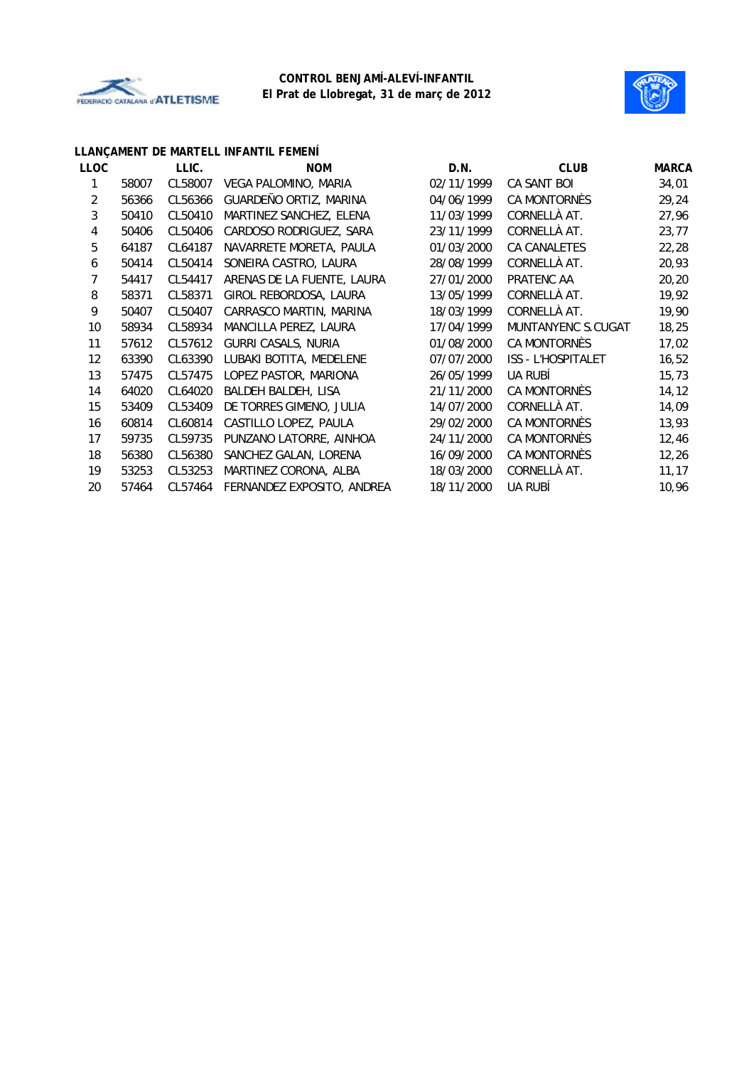**CONTROL BENJAMÍ-ALEVÍ-INFANTIL**
**El Prat de Llobregat, 31 de març de 2012**

### LLANÇAMENT DE MARTELL INFANTIL FEMENÍ

| LLOC | | LLIC. | NOM | D.N. | CLUB | MARCA |
|---|---|---|---|---|---|---|
| 1 | 58007 | CL58007 | VEGA PALOMINO, MARIA | 02/11/1999 | CA SANT BOI | 34,01 |
| 2 | 56366 | CL56366 | GUARDEÑO ORTIZ, MARINA | 04/06/1999 | CA MONTORNÈS | 29,24 |
| 3 | 50410 | CL50410 | MARTINEZ SANCHEZ, ELENA | 11/03/1999 | CORNELLÀ AT. | 27,96 |
| 4 | 50406 | CL50406 | CARDOSO RODRIGUEZ, SARA | 23/11/1999 | CORNELLÀ AT. | 23,77 |
| 5 | 64187 | CL64187 | NAVARRETE MORETA, PAULA | 01/03/2000 | CA CANALETES | 22,28 |
| 6 | 50414 | CL50414 | SONEIRA CASTRO, LAURA | 28/08/1999 | CORNELLÀ AT. | 20,93 |
| 7 | 54417 | CL54417 | ARENAS DE LA FUENTE, LAURA | 27/01/2000 | PRATENC AA | 20,20 |
| 8 | 58371 | CL58371 | GIROL REBORDOSA, LAURA | 13/05/1999 | CORNELLÀ AT. | 19,92 |
| 9 | 50407 | CL50407 | CARRASCO MARTIN, MARINA | 18/03/1999 | CORNELLÀ AT. | 19,90 |
| 10 | 58934 | CL58934 | MANCILLA PEREZ, LAURA | 17/04/1999 | MUNTANYENC S.CUGAT | 18,25 |
| 11 | 57612 | CL57612 | GURRI CASALS, NURIA | 01/08/2000 | CA MONTORNÈS | 17,02 |
| 12 | 63390 | CL63390 | LUBAKI BOTITA, MEDELENE | 07/07/2000 | ISS - L'HOSPITALET | 16,52 |
| 13 | 57475 | CL57475 | LOPEZ PASTOR, MARIONA | 26/05/1999 | UA RUBÍ | 15,73 |
| 14 | 64020 | CL64020 | BALDEH BALDEH, LISA | 21/11/2000 | CA MONTORNÈS | 14,12 |
| 15 | 53409 | CL53409 | DE TORRES GIMENO, JULIA | 14/07/2000 | CORNELLÀ AT. | 14,09 |
| 16 | 60814 | CL60814 | CASTILLO LOPEZ, PAULA | 29/02/2000 | CA MONTORNÈS | 13,93 |
| 17 | 59735 | CL59735 | PUNZANO LATORRE, AINHOA | 24/11/2000 | CA MONTORNÈS | 12,46 |
| 18 | 56380 | CL56380 | SANCHEZ GALAN, LORENA | 16/09/2000 | CA MONTORNÈS | 12,26 |
| 19 | 53253 | CL53253 | MARTINEZ CORONA, ALBA | 18/03/2000 | CORNELLÀ AT. | 11,17 |
| 20 | 57464 | CL57464 | FERNANDEZ EXPOSITO, ANDREA | 18/11/2000 | UA RUBÍ | 10,96 |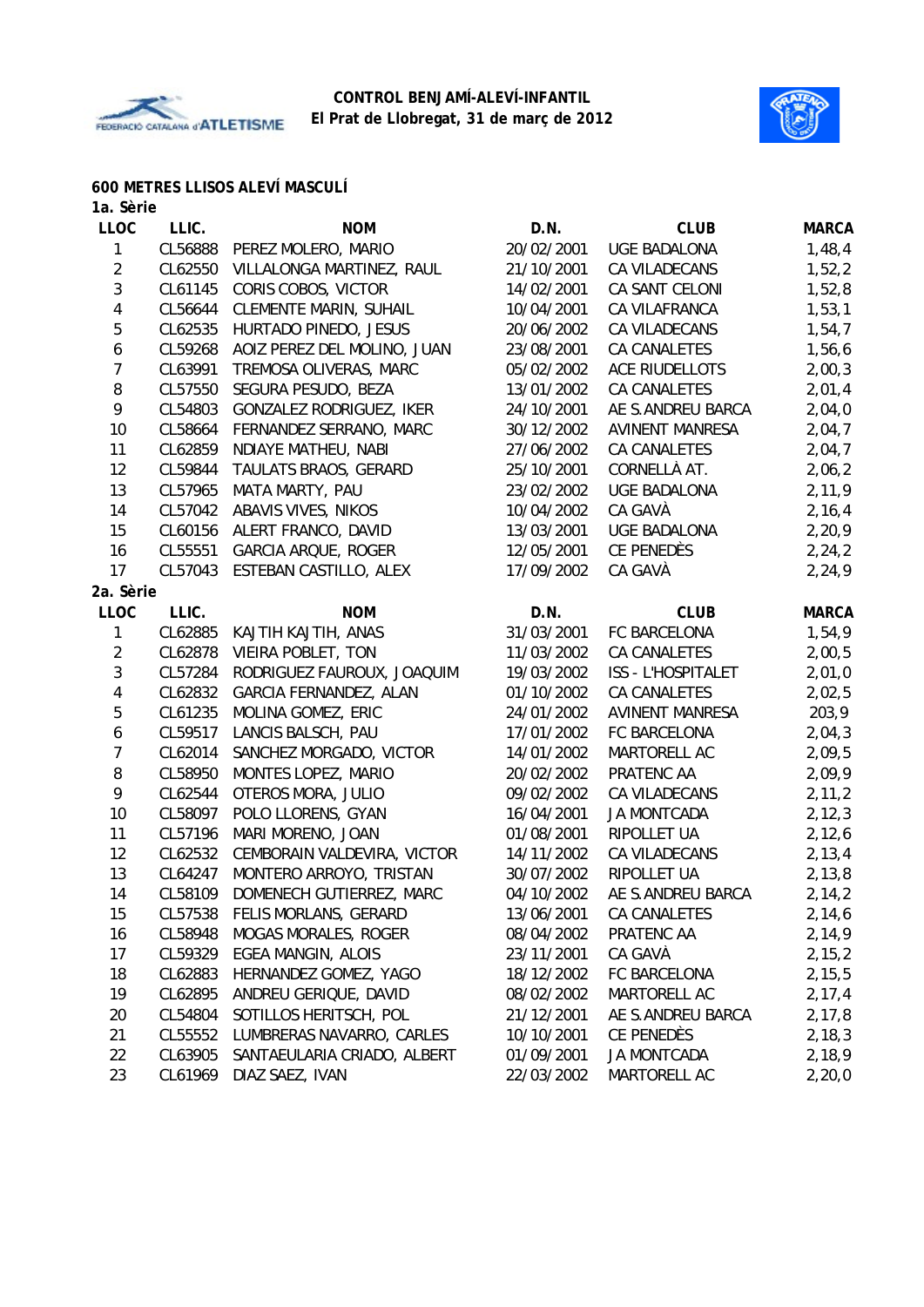**CONTROL BENJAMÍ-ALEVÍ-INFANTIL**
**El Prat de Llobregat, 31 de març de 2012**

### 600 METRES LLISOS ALEVÍ MASCULÍ

**1a. Sèrie**

| LLOC | LLIC. | NOM | D.N. | CLUB | MARCA |
|---|---|---|---|---|---|
| 1 | CL56888 | PEREZ MOLERO, MARIO | 20/02/2001 | UGE BADALONA | 1,48,4 |
| 2 | CL62550 | VILLALONGA MARTINEZ, RAUL | 21/10/2001 | CA VILADECANS | 1,52,2 |
| 3 | CL61145 | CORIS COBOS, VICTOR | 14/02/2001 | CA SANT CELONI | 1,52,8 |
| 4 | CL56644 | CLEMENTE MARIN, SUHAIL | 10/04/2001 | CA VILAFRANCA | 1,53,1 |
| 5 | CL62535 | HURTADO PINEDO, JESUS | 20/06/2002 | CA VILADECANS | 1,54,7 |
| 6 | CL59268 | AOIZ PEREZ DEL MOLINO, JUAN | 23/08/2001 | CA CANALETES | 1,56,6 |
| 7 | CL63991 | TREMOSA OLIVERAS, MARC | 05/02/2002 | ACE RIUDELLOTS | 2,00,3 |
| 8 | CL57550 | SEGURA PESUDO, BEZA | 13/01/2002 | CA CANALETES | 2,01,4 |
| 9 | CL54803 | GONZALEZ RODRIGUEZ, IKER | 24/10/2001 | AE S.ANDREU BARCA | 2,04,0 |
| 10 | CL58664 | FERNANDEZ SERRANO, MARC | 30/12/2002 | AVINENT MANRESA | 2,04,7 |
| 11 | CL62859 | NDIAYE MATHEU, NABI | 27/06/2002 | CA CANALETES | 2,04,7 |
| 12 | CL59844 | TAULATS BRAOS, GERARD | 25/10/2001 | CORNELLÀ AT. | 2,06,2 |
| 13 | CL57965 | MATA MARTY, PAU | 23/02/2002 | UGE BADALONA | 2,11,9 |
| 14 | CL57042 | ABAVIS VIVES, NIKOS | 10/04/2002 | CA GAVÀ | 2,16,4 |
| 15 | CL60156 | ALERT FRANCO, DAVID | 13/03/2001 | UGE BADALONA | 2,20,9 |
| 16 | CL55551 | GARCIA ARQUE, ROGER | 12/05/2001 | CE PENEDÈS | 2,24,2 |
| 17 | CL57043 | ESTEBAN CASTILLO, ALEX | 17/09/2002 | CA GAVÀ | 2,24,9 |

**2a. Sèrie**

| LLOC | LLIC. | NOM | D.N. | CLUB | MARCA |
|---|---|---|---|---|---|
| 1 | CL62885 | KAJTIH KAJTIH, ANAS | 31/03/2001 | FC BARCELONA | 1,54,9 |
| 2 | CL62878 | VIEIRA POBLET, TON | 11/03/2002 | CA CANALETES | 2,00,5 |
| 3 | CL57284 | RODRIGUEZ FAUROUX, JOAQUIM | 19/03/2002 | ISS - L'HOSPITALET | 2,01,0 |
| 4 | CL62832 | GARCIA FERNANDEZ, ALAN | 01/10/2002 | CA CANALETES | 2,02,5 |
| 5 | CL61235 | MOLINA GOMEZ, ERIC | 24/01/2002 | AVINENT MANRESA | 203,9 |
| 6 | CL59517 | LANCIS BALSCH, PAU | 17/01/2002 | FC BARCELONA | 2,04,3 |
| 7 | CL62014 | SANCHEZ MORGADO, VICTOR | 14/01/2002 | MARTORELL AC | 2,09,5 |
| 8 | CL58950 | MONTES LOPEZ, MARIO | 20/02/2002 | PRATENC AA | 2,09,9 |
| 9 | CL62544 | OTEROS MORA, JULIO | 09/02/2002 | CA VILADECANS | 2,11,2 |
| 10 | CL58097 | POLO LLORENS, GYAN | 16/04/2001 | JA MONTCADA | 2,12,3 |
| 11 | CL57196 | MARI MORENO, JOAN | 01/08/2001 | RIPOLLET UA | 2,12,6 |
| 12 | CL62532 | CEMBORAIN VALDEVIRA, VICTOR | 14/11/2002 | CA VILADECANS | 2,13,4 |
| 13 | CL64247 | MONTERO ARROYO, TRISTAN | 30/07/2002 | RIPOLLET UA | 2,13,8 |
| 14 | CL58109 | DOMENECH GUTIERREZ, MARC | 04/10/2002 | AE S.ANDREU BARCA | 2,14,2 |
| 15 | CL57538 | FELIS MORLANS, GERARD | 13/06/2001 | CA CANALETES | 2,14,6 |
| 16 | CL58948 | MOGAS MORALES, ROGER | 08/04/2002 | PRATENC AA | 2,14,9 |
| 17 | CL59329 | EGEA MANGIN, ALOIS | 23/11/2001 | CA GAVÀ | 2,15,2 |
| 18 | CL62883 | HERNANDEZ GOMEZ, YAGO | 18/12/2002 | FC BARCELONA | 2,15,5 |
| 19 | CL62895 | ANDREU GERIQUE, DAVID | 08/02/2002 | MARTORELL AC | 2,17,4 |
| 20 | CL54804 | SOTILLOS HERITSCH, POL | 21/12/2001 | AE S.ANDREU BARCA | 2,17,8 |
| 21 | CL55552 | LUMBRERAS NAVARRO, CARLES | 10/10/2001 | CE PENEDÈS | 2,18,3 |
| 22 | CL63905 | SANTAEULARIA CRIADO, ALBERT | 01/09/2001 | JA MONTCADA | 2,18,9 |
| 23 | CL61969 | DIAZ SAEZ, IVAN | 22/03/2002 | MARTORELL AC | 2,20,0 |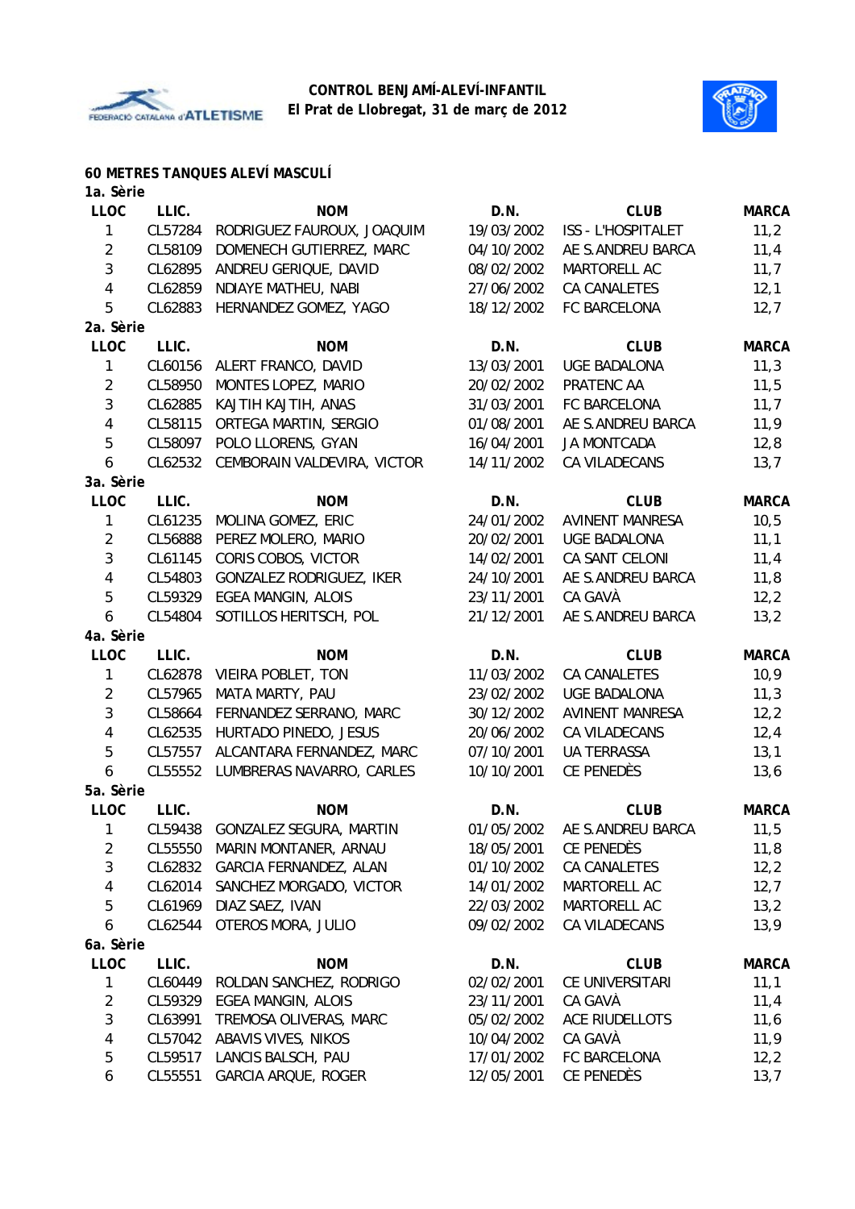**CONTROL BENJAMÍ-ALEVÍ-INFANTIL**
**El Prat de Llobregat, 31 de març de 2012**

## 60 METRES TANQUES ALEVÍ MASCULÍ

### 1a. Sèrie

| LLOC | LLIC. | NOM | D.N. | CLUB | MARCA |
|---|---|---|---|---|---|
| 1 | CL57284 | RODRIGUEZ FAUROUX, JOAQUIM | 19/03/2002 | ISS - L'HOSPITALET | 11,2 |
| 2 | CL58109 | DOMENECH GUTIERREZ, MARC | 04/10/2002 | AE S.ANDREU BARCA | 11,4 |
| 3 | CL62895 | ANDREU GERIQUE, DAVID | 08/02/2002 | MARTORELL AC | 11,7 |
| 4 | CL62859 | NDIAYE MATHEU, NABI | 27/06/2002 | CA CANALETES | 12,1 |
| 5 | CL62883 | HERNANDEZ GOMEZ, YAGO | 18/12/2002 | FC BARCELONA | 12,7 |

### 2a. Sèrie

| LLOC | LLIC. | NOM | D.N. | CLUB | MARCA |
|---|---|---|---|---|---|
| 1 | CL60156 | ALERT FRANCO, DAVID | 13/03/2001 | UGE BADALONA | 11,3 |
| 2 | CL58950 | MONTES LOPEZ, MARIO | 20/02/2002 | PRATENC AA | 11,5 |
| 3 | CL62885 | KAJTIH KAJTIH, ANAS | 31/03/2001 | FC BARCELONA | 11,7 |
| 4 | CL58115 | ORTEGA MARTIN, SERGIO | 01/08/2001 | AE S.ANDREU BARCA | 11,9 |
| 5 | CL58097 | POLO LLORENS, GYAN | 16/04/2001 | JA MONTCADA | 12,8 |
| 6 | CL62532 | CEMBORAIN VALDEVIRA, VICTOR | 14/11/2002 | CA VILADECANS | 13,7 |

### 3a. Sèrie

| LLOC | LLIC. | NOM | D.N. | CLUB | MARCA |
|---|---|---|---|---|---|
| 1 | CL61235 | MOLINA GOMEZ, ERIC | 24/01/2002 | AVINENT MANRESA | 10,5 |
| 2 | CL56888 | PEREZ MOLERO, MARIO | 20/02/2001 | UGE BADALONA | 11,1 |
| 3 | CL61145 | CORIS COBOS, VICTOR | 14/02/2001 | CA SANT CELONI | 11,4 |
| 4 | CL54803 | GONZALEZ RODRIGUEZ, IKER | 24/10/2001 | AE S.ANDREU BARCA | 11,8 |
| 5 | CL59329 | EGEA MANGIN, ALOIS | 23/11/2001 | CA GAVÀ | 12,2 |
| 6 | CL54804 | SOTILLOS HERITSCH, POL | 21/12/2001 | AE S.ANDREU BARCA | 13,2 |

### 4a. Sèrie

| LLOC | LLIC. | NOM | D.N. | CLUB | MARCA |
|---|---|---|---|---|---|
| 1 | CL62878 | VIEIRA POBLET, TON | 11/03/2002 | CA CANALETES | 10,9 |
| 2 | CL57965 | MATA MARTY, PAU | 23/02/2002 | UGE BADALONA | 11,3 |
| 3 | CL58664 | FERNANDEZ SERRANO, MARC | 30/12/2002 | AVINENT MANRESA | 12,2 |
| 4 | CL62535 | HURTADO PINEDO, JESUS | 20/06/2002 | CA VILADECANS | 12,4 |
| 5 | CL57557 | ALCANTARA FERNANDEZ, MARC | 07/10/2001 | UA TERRASSA | 13,1 |
| 6 | CL55552 | LUMBRERAS NAVARRO, CARLES | 10/10/2001 | CE PENEDÈS | 13,6 |

### 5a. Sèrie

| LLOC | LLIC. | NOM | D.N. | CLUB | MARCA |
|---|---|---|---|---|---|
| 1 | CL59438 | GONZALEZ SEGURA, MARTIN | 01/05/2002 | AE S.ANDREU BARCA | 11,5 |
| 2 | CL55550 | MARIN MONTANER, ARNAU | 18/05/2001 | CE PENEDÈS | 11,8 |
| 3 | CL62832 | GARCIA FERNANDEZ, ALAN | 01/10/2002 | CA CANALETES | 12,2 |
| 4 | CL62014 | SANCHEZ MORGADO, VICTOR | 14/01/2002 | MARTORELL AC | 12,7 |
| 5 | CL61969 | DIAZ SAEZ, IVAN | 22/03/2002 | MARTORELL AC | 13,2 |
| 6 | CL62544 | OTEROS MORA, JULIO | 09/02/2002 | CA VILADECANS | 13,9 |

### 6a. Sèrie

| LLOC | LLIC. | NOM | D.N. | CLUB | MARCA |
|---|---|---|---|---|---|
| 1 | CL60449 | ROLDAN SANCHEZ, RODRIGO | 02/02/2001 | CE UNIVERSITARI | 11,1 |
| 2 | CL59329 | EGEA MANGIN, ALOIS | 23/11/2001 | CA GAVÀ | 11,4 |
| 3 | CL63991 | TREMOSA OLIVERAS, MARC | 05/02/2002 | ACE RIUDELLOTS | 11,6 |
| 4 | CL57042 | ABAVIS VIVES, NIKOS | 10/04/2002 | CA GAVÀ | 11,9 |
| 5 | CL59517 | LANCIS BALSCH, PAU | 17/01/2002 | FC BARCELONA | 12,2 |
| 6 | CL55551 | GARCIA ARQUE, ROGER | 12/05/2001 | CE PENEDÈS | 13,7 |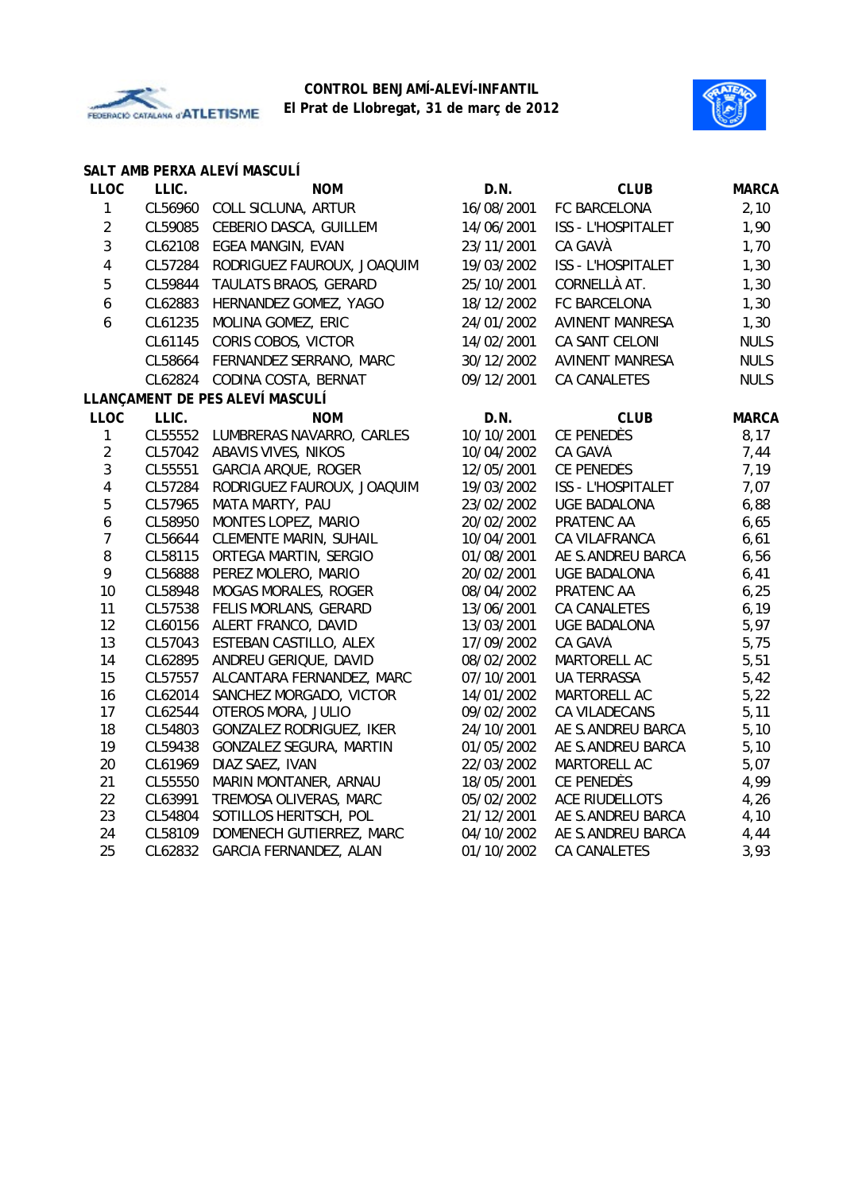**CONTROL BENJAMÍ-ALEVÍ-INFANTIL**
**El Prat de Llobregat, 31 de març de 2012**

## SALT AMB PERXA ALEVÍ MASCULÍ

| LLOC | LLIC. | NOM | D.N. | CLUB | MARCA |
|---|---|---|---|---|---|
| 1 | CL56960 | COLL SICLUNA, ARTUR | 16/08/2001 | FC BARCELONA | 2,10 |
| 2 | CL59085 | CEBERIO DASCA, GUILLEM | 14/06/2001 | ISS - L'HOSPITALET | 1,90 |
| 3 | CL62108 | EGEA MANGIN, EVAN | 23/11/2001 | CA GAVÀ | 1,70 |
| 4 | CL57284 | RODRIGUEZ FAUROUX, JOAQUIM | 19/03/2002 | ISS - L'HOSPITALET | 1,30 |
| 5 | CL59844 | TAULATS BRAOS, GERARD | 25/10/2001 | CORNELLÀ AT. | 1,30 |
| 6 | CL62883 | HERNANDEZ GOMEZ, YAGO | 18/12/2002 | FC BARCELONA | 1,30 |
| 6 | CL61235 | MOLINA GOMEZ, ERIC | 24/01/2002 | AVINENT MANRESA | 1,30 |
| | CL61145 | CORIS COBOS, VICTOR | 14/02/2001 | CA SANT CELONI | NULS |
| | CL58664 | FERNANDEZ SERRANO, MARC | 30/12/2002 | AVINENT MANRESA | NULS |
| | CL62824 | CODINA COSTA, BERNAT | 09/12/2001 | CA CANALETES | NULS |

## LLANÇAMENT DE PES ALEVÍ MASCULÍ

| LLOC | LLIC. | NOM | D.N. | CLUB | MARCA |
|---|---|---|---|---|---|
| 1 | CL55552 | LUMBRERAS NAVARRO, CARLES | 10/10/2001 | CE PENEDÈS | 8,17 |
| 2 | CL57042 | ABAVIS VIVES, NIKOS | 10/04/2002 | CA GAVA | 7,44 |
| 3 | CL55551 | GARCIA ARQUE, ROGER | 12/05/2001 | CE PENEDES | 7,19 |
| 4 | CL57284 | RODRIGUEZ FAUROUX, JOAQUIM | 19/03/2002 | ISS - L'HOSPITALET | 7,07 |
| 5 | CL57965 | MATA MARTY, PAU | 23/02/2002 | UGE BADALONA | 6,88 |
| 6 | CL58950 | MONTES LOPEZ, MARIO | 20/02/2002 | PRATENC AA | 6,65 |
| 7 | CL56644 | CLEMENTE MARIN, SUHAIL | 10/04/2001 | CA VILAFRANCA | 6,61 |
| 8 | CL58115 | ORTEGA MARTIN, SERGIO | 01/08/2001 | AE S.ANDREU BARCA | 6,56 |
| 9 | CL56888 | PEREZ MOLERO, MARIO | 20/02/2001 | UGE BADALONA | 6,41 |
| 10 | CL58948 | MOGAS MORALES, ROGER | 08/04/2002 | PRATENC AA | 6,25 |
| 11 | CL57538 | FELIS MORLANS, GERARD | 13/06/2001 | CA CANALETES | 6,19 |
| 12 | CL60156 | ALERT FRANCO, DAVID | 13/03/2001 | UGE BADALONA | 5,97 |
| 13 | CL57043 | ESTEBAN CASTILLO, ALEX | 17/09/2002 | CA GAVA | 5,75 |
| 14 | CL62895 | ANDREU GERIQUE, DAVID | 08/02/2002 | MARTORELL AC | 5,51 |
| 15 | CL57557 | ALCANTARA FERNANDEZ, MARC | 07/10/2001 | UA TERRASSA | 5,42 |
| 16 | CL62014 | SANCHEZ MORGADO, VICTOR | 14/01/2002 | MARTORELL AC | 5,22 |
| 17 | CL62544 | OTEROS MORA, JULIO | 09/02/2002 | CA VILADECANS | 5,11 |
| 18 | CL54803 | GONZALEZ RODRIGUEZ, IKER | 24/10/2001 | AE S.ANDREU BARCA | 5,10 |
| 19 | CL59438 | GONZALEZ SEGURA, MARTIN | 01/05/2002 | AE S.ANDREU BARCA | 5,10 |
| 20 | CL61969 | DIAZ SAEZ, IVAN | 22/03/2002 | MARTORELL AC | 5,07 |
| 21 | CL55550 | MARIN MONTANER, ARNAU | 18/05/2001 | CE PENEDÈS | 4,99 |
| 22 | CL63991 | TREMOSA OLIVERAS, MARC | 05/02/2002 | ACE RIUDELLOTS | 4,26 |
| 23 | CL54804 | SOTILLOS HERITSCH, POL | 21/12/2001 | AE S.ANDREU BARCA | 4,10 |
| 24 | CL58109 | DOMENECH GUTIERREZ, MARC | 04/10/2002 | AE S.ANDREU BARCA | 4,44 |
| 25 | CL62832 | GARCIA FERNANDEZ, ALAN | 01/10/2002 | CA CANALETES | 3,93 |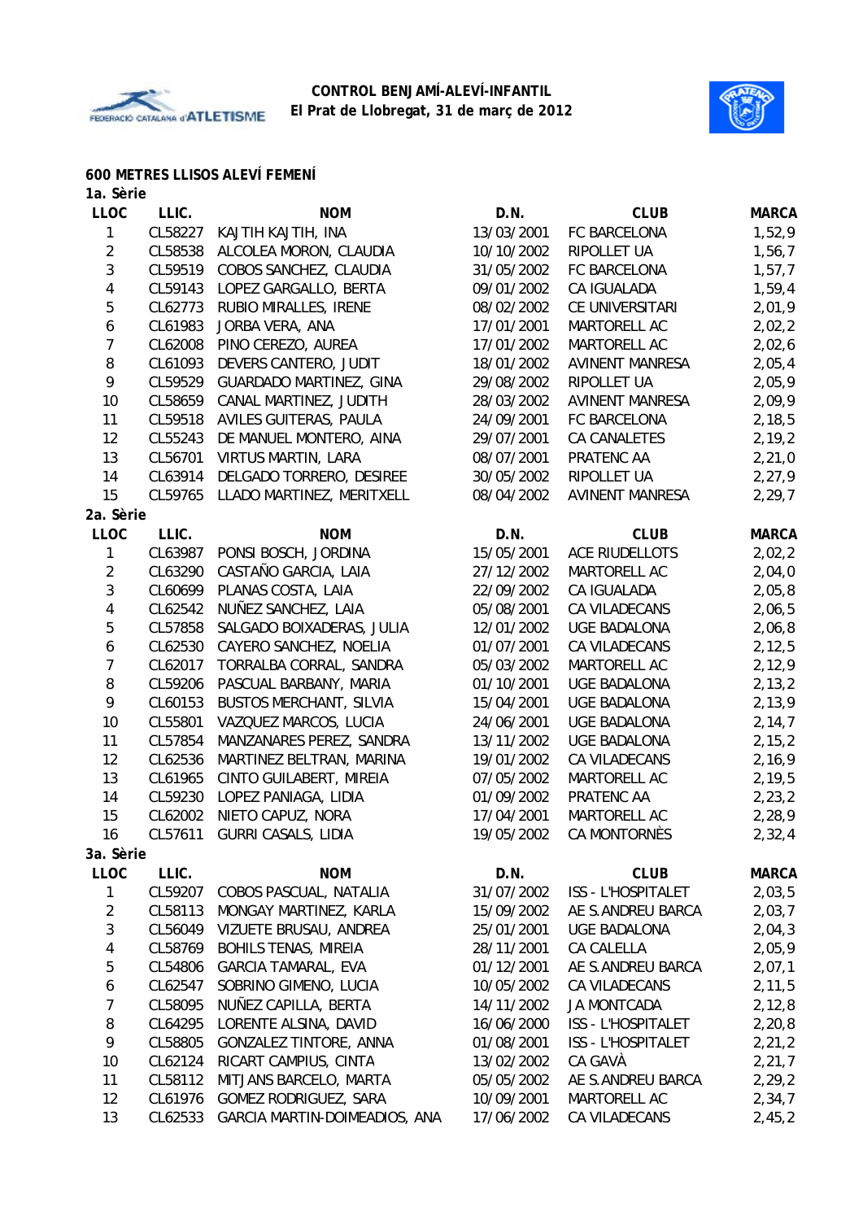**CONTROL BENJAMÍ-ALEVÍ-INFANTIL**
**El Prat de Llobregat, 31 de març de 2012**

## 600 METRES LLISOS ALEVÍ FEMENÍ

### 1a. Sèrie

| LLOC | LLIC. | NOM | D.N. | CLUB | MARCA |
|---|---|---|---|---|---|
| 1 | CL58227 | KAJTIH KAJTIH, INA | 13/03/2001 | FC BARCELONA | 1,52,9 |
| 2 | CL58538 | ALCOLEA MORON, CLAUDIA | 10/10/2002 | RIPOLLET UA | 1,56,7 |
| 3 | CL59519 | COBOS SANCHEZ, CLAUDIA | 31/05/2002 | FC BARCELONA | 1,57,7 |
| 4 | CL59143 | LOPEZ GARGALLO, BERTA | 09/01/2002 | CA IGUALADA | 1,59,4 |
| 5 | CL62773 | RUBIO MIRALLES, IRENE | 08/02/2002 | CE UNIVERSITARI | 2,01,9 |
| 6 | CL61983 | JORBA VERA, ANA | 17/01/2001 | MARTORELL AC | 2,02,2 |
| 7 | CL62008 | PINO CEREZO, AUREA | 17/01/2002 | MARTORELL AC | 2,02,6 |
| 8 | CL61093 | DEVERS CANTERO, JUDIT | 18/01/2002 | AVINENT MANRESA | 2,05,4 |
| 9 | CL59529 | GUARDADO MARTINEZ, GINA | 29/08/2002 | RIPOLLET UA | 2,05,9 |
| 10 | CL58659 | CANAL MARTINEZ, JUDITH | 28/03/2002 | AVINENT MANRESA | 2,09,9 |
| 11 | CL59518 | AVILES GUITERAS, PAULA | 24/09/2001 | FC BARCELONA | 2,18,5 |
| 12 | CL55243 | DE MANUEL MONTERO, AINA | 29/07/2001 | CA CANALETES | 2,19,2 |
| 13 | CL56701 | VIRTUS MARTIN, LARA | 08/07/2001 | PRATENC AA | 2,21,0 |
| 14 | CL63914 | DELGADO TORRERO, DESIREE | 30/05/2002 | RIPOLLET UA | 2,27,9 |
| 15 | CL59765 | LLADO MARTINEZ, MERITXELL | 08/04/2002 | AVINENT MANRESA | 2,29,7 |

### 2a. Sèrie

| LLOC | LLIC. | NOM | D.N. | CLUB | MARCA |
|---|---|---|---|---|---|
| 1 | CL63987 | PONSI BOSCH, JORDINA | 15/05/2001 | ACE RIUDELLOTS | 2,02,2 |
| 2 | CL63290 | CASTAÑO GARCIA, LAIA | 27/12/2002 | MARTORELL AC | 2,04,0 |
| 3 | CL60699 | PLANAS COSTA, LAIA | 22/09/2002 | CA IGUALADA | 2,05,8 |
| 4 | CL62542 | NUÑEZ SANCHEZ, LAIA | 05/08/2001 | CA VILADECANS | 2,06,5 |
| 5 | CL57858 | SALGADO BOIXADERAS, JULIA | 12/01/2002 | UGE BADALONA | 2,06,8 |
| 6 | CL62530 | CAYERO SANCHEZ, NOELIA | 01/07/2001 | CA VILADECANS | 2,12,5 |
| 7 | CL62017 | TORRALBA CORRAL, SANDRA | 05/03/2002 | MARTORELL AC | 2,12,9 |
| 8 | CL59206 | PASCUAL BARBANY, MARIA | 01/10/2001 | UGE BADALONA | 2,13,2 |
| 9 | CL60153 | BUSTOS MERCHANT, SILVIA | 15/04/2001 | UGE BADALONA | 2,13,9 |
| 10 | CL55801 | VAZQUEZ MARCOS, LUCIA | 24/06/2001 | UGE BADALONA | 2,14,7 |
| 11 | CL57854 | MANZANARES PEREZ, SANDRA | 13/11/2002 | UGE BADALONA | 2,15,2 |
| 12 | CL62536 | MARTINEZ BELTRAN, MARINA | 19/01/2002 | CA VILADECANS | 2,16,9 |
| 13 | CL61965 | CINTO GUILABERT, MIREIA | 07/05/2002 | MARTORELL AC | 2,19,5 |
| 14 | CL59230 | LOPEZ PANIAGA, LIDIA | 01/09/2002 | PRATENC AA | 2,23,2 |
| 15 | CL62002 | NIETO CAPUZ, NORA | 17/04/2001 | MARTORELL AC | 2,28,9 |
| 16 | CL57611 | GURRI CASALS, LIDIA | 19/05/2002 | CA MONTORNÈS | 2,32,4 |

### 3a. Sèrie

| LLOC | LLIC. | NOM | D.N. | CLUB | MARCA |
|---|---|---|---|---|---|
| 1 | CL59207 | COBOS PASCUAL, NATALIA | 31/07/2002 | ISS - L'HOSPITALET | 2,03,5 |
| 2 | CL58113 | MONGAY MARTINEZ, KARLA | 15/09/2002 | AE S.ANDREU BARCA | 2,03,7 |
| 3 | CL56049 | VIZUETE BRUSAU, ANDREA | 25/01/2001 | UGE BADALONA | 2,04,3 |
| 4 | CL58769 | BOHILS TENAS, MIREIA | 28/11/2001 | CA CALELLA | 2,05,9 |
| 5 | CL54806 | GARCIA TAMARAL, EVA | 01/12/2001 | AE S.ANDREU BARCA | 2,07,1 |
| 6 | CL62547 | SOBRINO GIMENO, LUCIA | 10/05/2002 | CA VILADECANS | 2,11,5 |
| 7 | CL58095 | NUÑEZ CAPILLA, BERTA | 14/11/2002 | JA MONTCADA | 2,12,8 |
| 8 | CL64295 | LORENTE ALSINA, DAVID | 16/06/2000 | ISS - L'HOSPITALET | 2,20,8 |
| 9 | CL58805 | GONZALEZ TINTORE, ANNA | 01/08/2001 | ISS - L'HOSPITALET | 2,21,2 |
| 10 | CL62124 | RICART CAMPIUS, CINTA | 13/02/2002 | CA GAVÀ | 2,21,7 |
| 11 | CL58112 | MITJANS BARCELO, MARTA | 05/05/2002 | AE S.ANDREU BARCA | 2,29,2 |
| 12 | CL61976 | GOMEZ RODRIGUEZ, SARA | 10/09/2001 | MARTORELL AC | 2,34,7 |
| 13 | CL62533 | GARCIA MARTIN-DOIMEADIOS, ANA | 17/06/2002 | CA VILADECANS | 2,45,2 |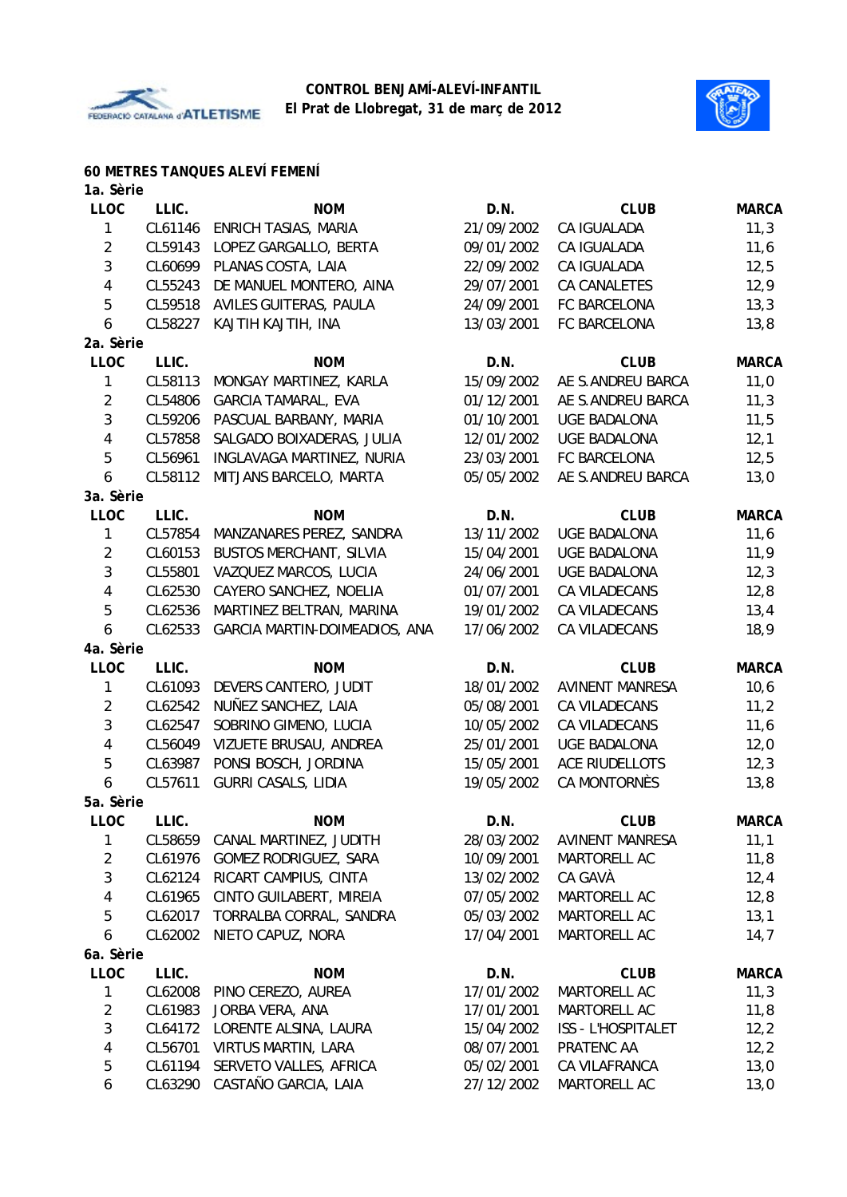**CONTROL BENJAMÍ-ALEVÍ-INFANTIL**
**El Prat de Llobregat, 31 de març de 2012**

## 60 METRES TANQUES ALEVÍ FEMENÍ

### 1a. Sèrie

| LLOC | LLIC. | NOM | D.N. | CLUB | MARCA |
|---|---|---|---|---|---|
| 1 | CL61146 | ENRICH TASIAS, MARIA | 21/09/2002 | CA IGUALADA | 11,3 |
| 2 | CL59143 | LOPEZ GARGALLO, BERTA | 09/01/2002 | CA IGUALADA | 11,6 |
| 3 | CL60699 | PLANAS COSTA, LAIA | 22/09/2002 | CA IGUALADA | 12,5 |
| 4 | CL55243 | DE MANUEL MONTERO, AINA | 29/07/2001 | CA CANALETES | 12,9 |
| 5 | CL59518 | AVILES GUITERAS, PAULA | 24/09/2001 | FC BARCELONA | 13,3 |
| 6 | CL58227 | KAJTIH KAJTIH, INA | 13/03/2001 | FC BARCELONA | 13,8 |

### 2a. Sèrie

| LLOC | LLIC. | NOM | D.N. | CLUB | MARCA |
|---|---|---|---|---|---|
| 1 | CL58113 | MONGAY MARTINEZ, KARLA | 15/09/2002 | AE S.ANDREU BARCA | 11,0 |
| 2 | CL54806 | GARCIA TAMARAL, EVA | 01/12/2001 | AE S.ANDREU BARCA | 11,3 |
| 3 | CL59206 | PASCUAL BARBANY, MARIA | 01/10/2001 | UGE BADALONA | 11,5 |
| 4 | CL57858 | SALGADO BOIXADERAS, JULIA | 12/01/2002 | UGE BADALONA | 12,1 |
| 5 | CL56961 | INGLAVAGA MARTINEZ, NURIA | 23/03/2001 | FC BARCELONA | 12,5 |
| 6 | CL58112 | MITJANS BARCELO, MARTA | 05/05/2002 | AE S.ANDREU BARCA | 13,0 |

### 3a. Sèrie

| LLOC | LLIC. | NOM | D.N. | CLUB | MARCA |
|---|---|---|---|---|---|
| 1 | CL57854 | MANZANARES PEREZ, SANDRA | 13/11/2002 | UGE BADALONA | 11,6 |
| 2 | CL60153 | BUSTOS MERCHANT, SILVIA | 15/04/2001 | UGE BADALONA | 11,9 |
| 3 | CL55801 | VAZQUEZ MARCOS, LUCIA | 24/06/2001 | UGE BADALONA | 12,3 |
| 4 | CL62530 | CAYERO SANCHEZ, NOELIA | 01/07/2001 | CA VILADECANS | 12,8 |
| 5 | CL62536 | MARTINEZ BELTRAN, MARINA | 19/01/2002 | CA VILADECANS | 13,4 |
| 6 | CL62533 | GARCIA MARTIN-DOIMEADIOS, ANA | 17/06/2002 | CA VILADECANS | 18,9 |

### 4a. Sèrie

| LLOC | LLIC. | NOM | D.N. | CLUB | MARCA |
|---|---|---|---|---|---|
| 1 | CL61093 | DEVERS CANTERO, JUDIT | 18/01/2002 | AVINENT MANRESA | 10,6 |
| 2 | CL62542 | NUÑEZ SANCHEZ, LAIA | 05/08/2001 | CA VILADECANS | 11,2 |
| 3 | CL62547 | SOBRINO GIMENO, LUCIA | 10/05/2002 | CA VILADECANS | 11,6 |
| 4 | CL56049 | VIZUETE BRUSAU, ANDREA | 25/01/2001 | UGE BADALONA | 12,0 |
| 5 | CL63987 | PONSI BOSCH, JORDINA | 15/05/2001 | ACE RIUDELLOTS | 12,3 |
| 6 | CL57611 | GURRI CASALS, LIDIA | 19/05/2002 | CA MONTORNÈS | 13,8 |

### 5a. Sèrie

| LLOC | LLIC. | NOM | D.N. | CLUB | MARCA |
|---|---|---|---|---|---|
| 1 | CL58659 | CANAL MARTINEZ, JUDITH | 28/03/2002 | AVINENT MANRESA | 11,1 |
| 2 | CL61976 | GOMEZ RODRIGUEZ, SARA | 10/09/2001 | MARTORELL AC | 11,8 |
| 3 | CL62124 | RICART CAMPIUS, CINTA | 13/02/2002 | CA GAVÀ | 12,4 |
| 4 | CL61965 | CINTO GUILABERT, MIREIA | 07/05/2002 | MARTORELL AC | 12,8 |
| 5 | CL62017 | TORRALBA CORRAL, SANDRA | 05/03/2002 | MARTORELL AC | 13,1 |
| 6 | CL62002 | NIETO CAPUZ, NORA | 17/04/2001 | MARTORELL AC | 14,7 |

### 6a. Sèrie

| LLOC | LLIC. | NOM | D.N. | CLUB | MARCA |
|---|---|---|---|---|---|
| 1 | CL62008 | PINO CEREZO, AUREA | 17/01/2002 | MARTORELL AC | 11,3 |
| 2 | CL61983 | JORBA VERA, ANA | 17/01/2001 | MARTORELL AC | 11,8 |
| 3 | CL64172 | LORENTE ALSINA, LAURA | 15/04/2002 | ISS - L'HOSPITALET | 12,2 |
| 4 | CL56701 | VIRTUS MARTIN, LARA | 08/07/2001 | PRATENC AA | 12,2 |
| 5 | CL61194 | SERVETO VALLES, AFRICA | 05/02/2001 | CA VILAFRANCA | 13,0 |
| 6 | CL63290 | CASTAÑO GARCIA, LAIA | 27/12/2002 | MARTORELL AC | 13,0 |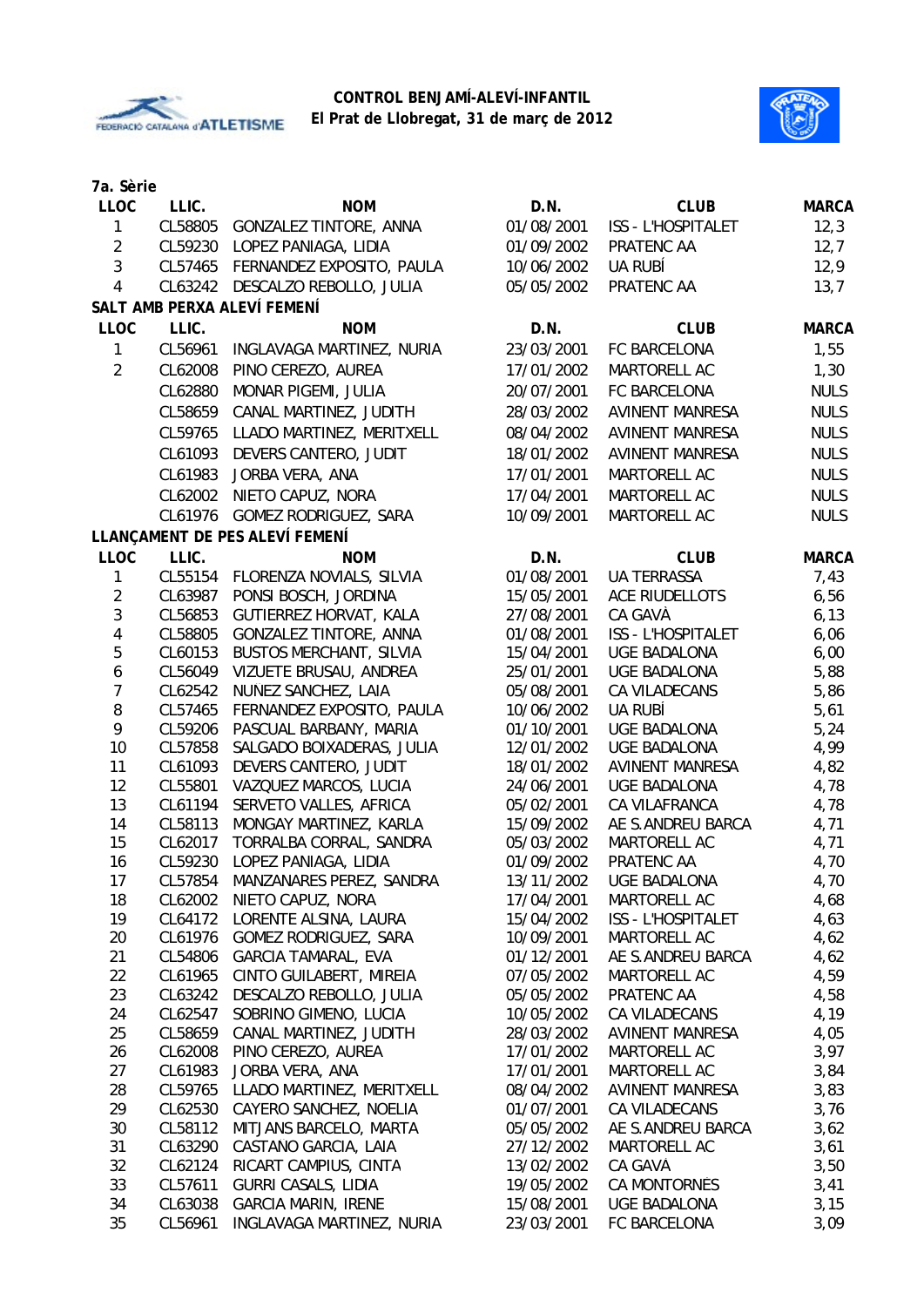**CONTROL BENJAMÍ-ALEVÍ-INFANTIL**
**El Prat de Llobregat, 31 de març de 2012**

**7a. Sèrie**

| LLOC | LLIC. | NOM | D.N. | CLUB | MARCA |
|---|---|---|---|---|---|
| 1 | CL58805 | GONZALEZ TINTORE, ANNA | 01/08/2001 | ISS - L'HOSPITALET | 12,3 |
| 2 | CL59230 | LOPEZ PANIAGA, LIDIA | 01/09/2002 | PRATENC AA | 12,7 |
| 3 | CL57465 | FERNANDEZ EXPOSITO, PAULA | 10/06/2002 | UA RUBÍ | 12,9 |
| 4 | CL63242 | DESCALZO REBOLLO, JULIA | 05/05/2002 | PRATENC AA | 13,7 |

**SALT AMB PERXA ALEVÍ FEMENÍ**

| LLOC | LLIC. | NOM | D.N. | CLUB | MARCA |
|---|---|---|---|---|---|
| 1 | CL56961 | INGLAVAGA MARTINEZ, NURIA | 23/03/2001 | FC BARCELONA | 1,55 |
| 2 | CL62008 | PINO CEREZO, AUREA | 17/01/2002 | MARTORELL AC | 1,30 |
| | CL62880 | MONAR PIGEMI, JULIA | 20/07/2001 | FC BARCELONA | NULS |
| | CL58659 | CANAL MARTINEZ, JUDITH | 28/03/2002 | AVINENT MANRESA | NULS |
| | CL59765 | LLADO MARTINEZ, MERITXELL | 08/04/2002 | AVINENT MANRESA | NULS |
| | CL61093 | DEVERS CANTERO, JUDIT | 18/01/2002 | AVINENT MANRESA | NULS |
| | CL61983 | JORBA VERA, ANA | 17/01/2001 | MARTORELL AC | NULS |
| | CL62002 | NIETO CAPUZ, NORA | 17/04/2001 | MARTORELL AC | NULS |
| | CL61976 | GOMEZ RODRIGUEZ, SARA | 10/09/2001 | MARTORELL AC | NULS |

**LLANÇAMENT DE PES ALEVÍ FEMENÍ**

| LLOC | LLIC. | NOM | D.N. | CLUB | MARCA |
|---|---|---|---|---|---|
| 1 | CL55154 | FLORENZA NOVIALS, SILVIA | 01/08/2001 | UA TERRASSA | 7,43 |
| 2 | CL63987 | PONSI BOSCH, JORDINA | 15/05/2001 | ACE RIUDELLOTS | 6,56 |
| 3 | CL56853 | GUTIERREZ HORVAT, KALA | 27/08/2001 | CA GAVÀ | 6,13 |
| 4 | CL58805 | GONZALEZ TINTORE, ANNA | 01/08/2001 | ISS - L'HOSPITALET | 6,06 |
| 5 | CL60153 | BUSTOS MERCHANT, SILVIA | 15/04/2001 | UGE BADALONA | 6,00 |
| 6 | CL56049 | VIZUETE BRUSAU, ANDREA | 25/01/2001 | UGE BADALONA | 5,88 |
| 7 | CL62542 | NUNEZ SANCHEZ, LAIA | 05/08/2001 | CA VILADECANS | 5,86 |
| 8 | CL57465 | FERNANDEZ EXPOSITO, PAULA | 10/06/2002 | UA RUBÍ | 5,61 |
| 9 | CL59206 | PASCUAL BARBANY, MARIA | 01/10/2001 | UGE BADALONA | 5,24 |
| 10 | CL57858 | SALGADO BOIXADERAS, JULIA | 12/01/2002 | UGE BADALONA | 4,99 |
| 11 | CL61093 | DEVERS CANTERO, JUDIT | 18/01/2002 | AVINENT MANRESA | 4,82 |
| 12 | CL55801 | VAZQUEZ MARCOS, LUCIA | 24/06/2001 | UGE BADALONA | 4,78 |
| 13 | CL61194 | SERVETO VALLES, AFRICA | 05/02/2001 | CA VILAFRANCA | 4,78 |
| 14 | CL58113 | MONGAY MARTINEZ, KARLA | 15/09/2002 | AE S.ANDREU BARCA | 4,71 |
| 15 | CL62017 | TORRALBA CORRAL, SANDRA | 05/03/2002 | MARTORELL AC | 4,71 |
| 16 | CL59230 | LOPEZ PANIAGA, LIDIA | 01/09/2002 | PRATENC AA | 4,70 |
| 17 | CL57854 | MANZANARES PEREZ, SANDRA | 13/11/2002 | UGE BADALONA | 4,70 |
| 18 | CL62002 | NIETO CAPUZ, NORA | 17/04/2001 | MARTORELL AC | 4,68 |
| 19 | CL64172 | LORENTE ALSINA, LAURA | 15/04/2002 | ISS - L'HOSPITALET | 4,63 |
| 20 | CL61976 | GOMEZ RODRIGUEZ, SARA | 10/09/2001 | MARTORELL AC | 4,62 |
| 21 | CL54806 | GARCIA TAMARAL, EVA | 01/12/2001 | AE S.ANDREU BARCA | 4,62 |
| 22 | CL61965 | CINTO GUILABERT, MIREIA | 07/05/2002 | MARTORELL AC | 4,59 |
| 23 | CL63242 | DESCALZO REBOLLO, JULIA | 05/05/2002 | PRATENC AA | 4,58 |
| 24 | CL62547 | SOBRINO GIMENO, LUCIA | 10/05/2002 | CA VILADECANS | 4,19 |
| 25 | CL58659 | CANAL MARTINEZ, JUDITH | 28/03/2002 | AVINENT MANRESA | 4,05 |
| 26 | CL62008 | PINO CEREZO, AUREA | 17/01/2002 | MARTORELL AC | 3,97 |
| 27 | CL61983 | JORBA VERA, ANA | 17/01/2001 | MARTORELL AC | 3,84 |
| 28 | CL59765 | LLADO MARTINEZ, MERITXELL | 08/04/2002 | AVINENT MANRESA | 3,83 |
| 29 | CL62530 | CAYERO SANCHEZ, NOELIA | 01/07/2001 | CA VILADECANS | 3,76 |
| 30 | CL58112 | MITJANS BARCELO, MARTA | 05/05/2002 | AE S.ANDREU BARCA | 3,62 |
| 31 | CL63290 | CASTANO GARCIA, LAIA | 27/12/2002 | MARTORELL AC | 3,61 |
| 32 | CL62124 | RICART CAMPIUS, CINTA | 13/02/2002 | CA GAVÀ | 3,50 |
| 33 | CL57611 | GURRI CASALS, LIDIA | 19/05/2002 | CA MONTORNES | 3,41 |
| 34 | CL63038 | GARCIA MARIN, IRENE | 15/08/2001 | UGE BADALONA | 3,15 |
| 35 | CL56961 | INGLAVAGA MARTINEZ, NURIA | 23/03/2001 | FC BARCELONA | 3,09 |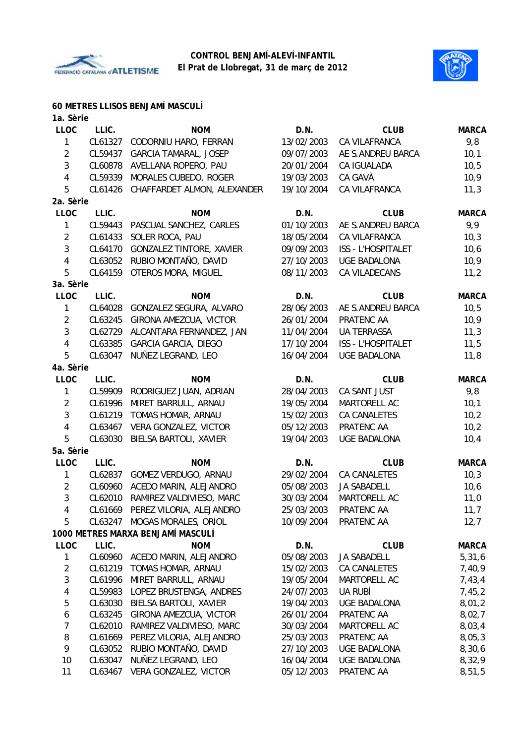**CONTROL BENJAMÍ-ALEVÍ-INFANTIL**
**El Prat de Llobregat, 31 de març de 2012**

## 60 METRES LLISOS BENJAMÍ MASCULÍ

### 1a. Sèrie

| LLOC | LLIC. | NOM | D.N. | CLUB | MARCA |
|---|---|---|---|---|---|
| 1 | CL61327 | CODORNIU HARO, FERRAN | 13/02/2003 | CA VILAFRANCA | 9,8 |
| 2 | CL59437 | GARCIA TAMARAL, JOSEP | 09/07/2003 | AE S.ANDREU BARCA | 10,1 |
| 3 | CL60878 | AVELLANA ROPERO, PAU | 20/01/2004 | CA IGUALADA | 10,5 |
| 4 | CL59339 | MORALES CUBEDO, ROGER | 19/03/2003 | CA GAVÀ | 10,9 |
| 5 | CL61426 | CHAFFARDET ALMON, ALEXANDER | 19/10/2004 | CA VILAFRANCA | 11,3 |

### 2a. Sèrie

| LLOC | LLIC. | NOM | D.N. | CLUB | MARCA |
|---|---|---|---|---|---|
| 1 | CL59443 | PASCUAL SANCHEZ, CARLES | 01/10/2003 | AE S.ANDREU BARCA | 9,9 |
| 2 | CL61433 | SOLER ROCA, PAU | 18/05/2004 | CA VILAFRANCA | 10,3 |
| 3 | CL64170 | GONZALEZ TINTORE, XAVIER | 09/09/2003 | ISS - L'HOSPITALET | 10,6 |
| 4 | CL63052 | RUBIO MONTAÑO, DAVID | 27/10/2003 | UGE BADALONA | 10,9 |
| 5 | CL64159 | OTEROS MORA, MIGUEL | 08/11/2003 | CA VILADECANS | 11,2 |

### 3a. Sèrie

| LLOC | LLIC. | NOM | D.N. | CLUB | MARCA |
|---|---|---|---|---|---|
| 1 | CL64028 | GONZALEZ SEGURA, ALVARO | 28/06/2003 | AE S.ANDREU BARCA | 10,5 |
| 2 | CL63245 | GIRONA AMEZCUA, VICTOR | 26/01/2004 | PRATENC AA | 10,9 |
| 3 | CL62729 | ALCANTARA FERNANDEZ, JAN | 11/04/2004 | UA TERRASSA | 11,3 |
| 4 | CL63385 | GARCIA GARCIA, DIEGO | 17/10/2004 | ISS - L'HOSPITALET | 11,5 |
| 5 | CL63047 | NUÑEZ LEGRAND, LEO | 16/04/2004 | UGE BADALONA | 11,8 |

### 4a. Sèrie

| LLOC | LLIC. | NOM | D.N. | CLUB | MARCA |
|---|---|---|---|---|---|
| 1 | CL59909 | RODRIGUEZ JUAN, ADRIAN | 28/04/2003 | CA SANT JUST | 9,8 |
| 2 | CL61996 | MIRET BARRULL, ARNAU | 19/05/2004 | MARTORELL AC | 10,1 |
| 3 | CL61219 | TOMAS HOMAR, ARNAU | 15/02/2003 | CA CANALETES | 10,2 |
| 4 | CL63467 | VERA GONZALEZ, VICTOR | 05/12/2003 | PRATENC AA | 10,2 |
| 5 | CL63030 | BIELSA BARTOLI, XAVIER | 19/04/2003 | UGE BADALONA | 10,4 |

### 5a. Sèrie

| LLOC | LLIC. | NOM | D.N. | CLUB | MARCA |
|---|---|---|---|---|---|
| 1 | CL62837 | GOMEZ VERDUGO, ARNAU | 29/02/2004 | CA CANALETES | 10,3 |
| 2 | CL60960 | ACEDO MARIN, ALEJANDRO | 05/08/2003 | JA SABADELL | 10,6 |
| 3 | CL62010 | RAMIREZ VALDIVIESO, MARC | 30/03/2004 | MARTORELL AC | 11,0 |
| 4 | CL61669 | PEREZ VILORIA, ALEJANDRO | 25/03/2003 | PRATENC AA | 11,7 |
| 5 | CL63247 | MOGAS MORALES, ORIOL | 10/09/2004 | PRATENC AA | 12,7 |

## 1000 METRES MARXA BENJAMÍ MASCULÍ

| LLOC | LLIC. | NOM | D.N. | CLUB | MARCA |
|---|---|---|---|---|---|
| 1 | CL60960 | ACEDO MARIN, ALEJANDRO | 05/08/2003 | JA SABADELL | 5,31,6 |
| 2 | CL61219 | TOMAS HOMAR, ARNAU | 15/02/2003 | CA CANALETES | 7,40,9 |
| 3 | CL61996 | MIRET BARRULL, ARNAU | 19/05/2004 | MARTORELL AC | 7,43,4 |
| 4 | CL59983 | LOPEZ BRUSTENGA, ANDRES | 24/07/2003 | UA RUBÍ | 7,45,2 |
| 5 | CL63030 | BIELSA BARTOLI, XAVIER | 19/04/2003 | UGE BADALONA | 8,01,2 |
| 6 | CL63245 | GIRONA AMEZCUA, VICTOR | 26/01/2004 | PRATENC AA | 8,02,7 |
| 7 | CL62010 | RAMIREZ VALDIVIESO, MARC | 30/03/2004 | MARTORELL AC | 8,03,4 |
| 8 | CL61669 | PEREZ VILORIA, ALEJANDRO | 25/03/2003 | PRATENC AA | 8,05,3 |
| 9 | CL63052 | RUBIO MONTAÑO, DAVID | 27/10/2003 | UGE BADALONA | 8,30,6 |
| 10 | CL63047 | NUÑEZ LEGRAND, LEO | 16/04/2004 | UGE BADALONA | 8,32,9 |
| 11 | CL63467 | VERA GONZALEZ, VICTOR | 05/12/2003 | PRATENC AA | 8,51,5 |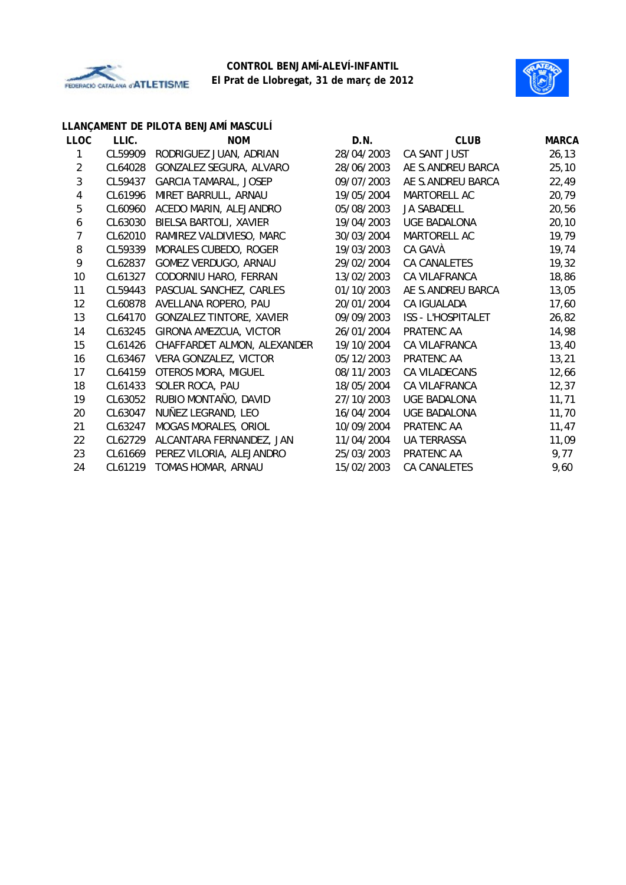**CONTROL BENJAMÍ-ALEVÍ-INFANTIL**
**El Prat de Llobregat, 31 de març de 2012**

### LLANÇAMENT DE PILOTA BENJAMÍ MASCULÍ

| LLOC | LLIC. | NOM | D.N. | CLUB | MARCA |
|---|---|---|---|---|---|
| 1 | CL59909 | RODRIGUEZ JUAN, ADRIAN | 28/04/2003 | CA SANT JUST | 26,13 |
| 2 | CL64028 | GONZALEZ SEGURA, ALVARO | 28/06/2003 | AE S.ANDREU BARCA | 25,10 |
| 3 | CL59437 | GARCIA TAMARAL, JOSEP | 09/07/2003 | AE S.ANDREU BARCA | 22,49 |
| 4 | CL61996 | MIRET BARRULL, ARNAU | 19/05/2004 | MARTORELL AC | 20,79 |
| 5 | CL60960 | ACEDO MARIN, ALEJANDRO | 05/08/2003 | JA SABADELL | 20,56 |
| 6 | CL63030 | BIELSA BARTOLI, XAVIER | 19/04/2003 | UGE BADALONA | 20,10 |
| 7 | CL62010 | RAMIREZ VALDIVIESO, MARC | 30/03/2004 | MARTORELL AC | 19,79 |
| 8 | CL59339 | MORALES CUBEDO, ROGER | 19/03/2003 | CA GAVÀ | 19,74 |
| 9 | CL62837 | GOMEZ VERDUGO, ARNAU | 29/02/2004 | CA CANALETES | 19,32 |
| 10 | CL61327 | CODORNIU HARO, FERRAN | 13/02/2003 | CA VILAFRANCA | 18,86 |
| 11 | CL59443 | PASCUAL SANCHEZ, CARLES | 01/10/2003 | AE S.ANDREU BARCA | 13,05 |
| 12 | CL60878 | AVELLANA ROPERO, PAU | 20/01/2004 | CA IGUALADA | 17,60 |
| 13 | CL64170 | GONZALEZ TINTORE, XAVIER | 09/09/2003 | ISS - L'HOSPITALET | 26,82 |
| 14 | CL63245 | GIRONA AMEZCUA, VICTOR | 26/01/2004 | PRATENC AA | 14,98 |
| 15 | CL61426 | CHAFFARDET ALMON, ALEXANDER | 19/10/2004 | CA VILAFRANCA | 13,40 |
| 16 | CL63467 | VERA GONZALEZ, VICTOR | 05/12/2003 | PRATENC AA | 13,21 |
| 17 | CL64159 | OTEROS MORA, MIGUEL | 08/11/2003 | CA VILADECANS | 12,66 |
| 18 | CL61433 | SOLER ROCA, PAU | 18/05/2004 | CA VILAFRANCA | 12,37 |
| 19 | CL63052 | RUBIO MONTAÑO, DAVID | 27/10/2003 | UGE BADALONA | 11,71 |
| 20 | CL63047 | NUÑEZ LEGRAND, LEO | 16/04/2004 | UGE BADALONA | 11,70 |
| 21 | CL63247 | MOGAS MORALES, ORIOL | 10/09/2004 | PRATENC AA | 11,47 |
| 22 | CL62729 | ALCANTARA FERNANDEZ, JAN | 11/04/2004 | UA TERRASSA | 11,09 |
| 23 | CL61669 | PEREZ VILORIA, ALEJANDRO | 25/03/2003 | PRATENC AA | 9,77 |
| 24 | CL61219 | TOMAS HOMAR, ARNAU | 15/02/2003 | CA CANALETES | 9,60 |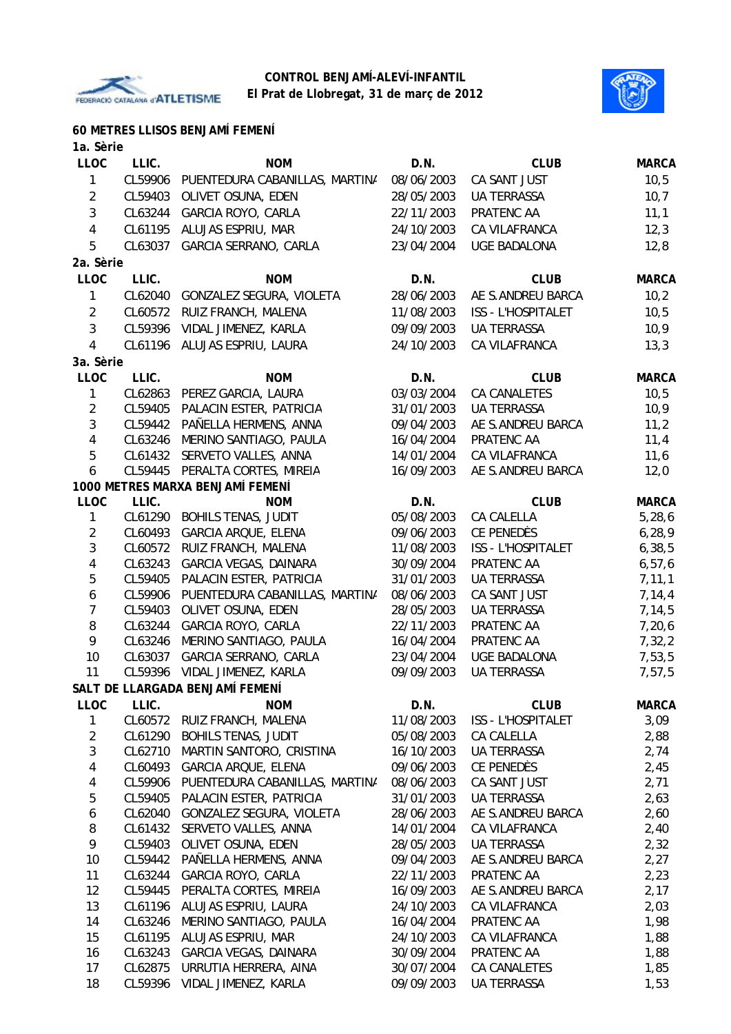**CONTROL BENJAMÍ-ALEVÍ-INFANTIL**
**El Prat de Llobregat, 31 de març de 2012**

## 60 METRES LLISOS BENJAMÍ FEMENÍ

### 1a. Sèrie

| LLOC | LLIC. | NOM | D.N. | CLUB | MARCA |
|---|---|---|---|---|---|
| 1 | CL59906 | PUENTEDURA CABANILLAS, MARTINA | 08/06/2003 | CA SANT JUST | 10,5 |
| 2 | CL59403 | OLIVET OSUNA, EDEN | 28/05/2003 | UA TERRASSA | 10,7 |
| 3 | CL63244 | GARCIA ROYO, CARLA | 22/11/2003 | PRATENC AA | 11,1 |
| 4 | CL61195 | ALUJAS ESPRIU, MAR | 24/10/2003 | CA VILAFRANCA | 12,3 |
| 5 | CL63037 | GARCIA SERRANO, CARLA | 23/04/2004 | UGE BADALONA | 12,8 |

### 2a. Sèrie

| LLOC | LLIC. | NOM | D.N. | CLUB | MARCA |
|---|---|---|---|---|---|
| 1 | CL62040 | GONZALEZ SEGURA, VIOLETA | 28/06/2003 | AE S.ANDREU BARCA | 10,2 |
| 2 | CL60572 | RUIZ FRANCH, MALENA | 11/08/2003 | ISS - L'HOSPITALET | 10,5 |
| 3 | CL59396 | VIDAL JIMENEZ, KARLA | 09/09/2003 | UA TERRASSA | 10,9 |
| 4 | CL61196 | ALUJAS ESPRIU, LAURA | 24/10/2003 | CA VILAFRANCA | 13,3 |

### 3a. Sèrie

| LLOC | LLIC. | NOM | D.N. | CLUB | MARCA |
|---|---|---|---|---|---|
| 1 | CL62863 | PEREZ GARCIA, LAURA | 03/03/2004 | CA CANALETES | 10,5 |
| 2 | CL59405 | PALACIN ESTER, PATRICIA | 31/01/2003 | UA TERRASSA | 10,9 |
| 3 | CL59442 | PAÑELLA HERMENS, ANNA | 09/04/2003 | AE S.ANDREU BARCA | 11,2 |
| 4 | CL63246 | MERINO SANTIAGO, PAULA | 16/04/2004 | PRATENC AA | 11,4 |
| 5 | CL61432 | SERVETO VALLES, ANNA | 14/01/2004 | CA VILAFRANCA | 11,6 |
| 6 | CL59445 | PERALTA CORTES, MIREIA | 16/09/2003 | AE S.ANDREU BARCA | 12,0 |

## 1000 METRES MARXA BENJAMÍ FEMENÍ

| LLOC | LLIC. | NOM | D.N. | CLUB | MARCA |
|---|---|---|---|---|---|
| 1 | CL61290 | BOHILS TENAS, JUDIT | 05/08/2003 | CA CALELLA | 5,28,6 |
| 2 | CL60493 | GARCIA ARQUE, ELENA | 09/06/2003 | CE PENEDÈS | 6,28,9 |
| 3 | CL60572 | RUIZ FRANCH, MALENA | 11/08/2003 | ISS - L'HOSPITALET | 6,38,5 |
| 4 | CL63243 | GARCIA VEGAS, DAINARA | 30/09/2004 | PRATENC AA | 6,57,6 |
| 5 | CL59405 | PALACIN ESTER, PATRICIA | 31/01/2003 | UA TERRASSA | 7,11,1 |
| 6 | CL59906 | PUENTEDURA CABANILLAS, MARTINA | 08/06/2003 | CA SANT JUST | 7,14,4 |
| 7 | CL59403 | OLIVET OSUNA, EDEN | 28/05/2003 | UA TERRASSA | 7,14,5 |
| 8 | CL63244 | GARCIA ROYO, CARLA | 22/11/2003 | PRATENC AA | 7,20,6 |
| 9 | CL63246 | MERINO SANTIAGO, PAULA | 16/04/2004 | PRATENC AA | 7,32,2 |
| 10 | CL63037 | GARCIA SERRANO, CARLA | 23/04/2004 | UGE BADALONA | 7,53,5 |
| 11 | CL59396 | VIDAL JIMENEZ, KARLA | 09/09/2003 | UA TERRASSA | 7,57,5 |

## SALT DE LLARGADA BENJAMÍ FEMENÍ

| LLOC | LLIC. | NOM | D.N. | CLUB | MARCA |
|---|---|---|---|---|---|
| 1 | CL60572 | RUIZ FRANCH, MALENA | 11/08/2003 | ISS - L'HOSPITALET | 3,09 |
| 2 | CL61290 | BOHILS TENAS, JUDIT | 05/08/2003 | CA CALELLA | 2,88 |
| 3 | CL62710 | MARTIN SANTORO, CRISTINA | 16/10/2003 | UA TERRASSA | 2,74 |
| 4 | CL60493 | GARCIA ARQUE, ELENA | 09/06/2003 | CE PENEDÈS | 2,45 |
| 4 | CL59906 | PUENTEDURA CABANILLAS, MARTINA | 08/06/2003 | CA SANT JUST | 2,71 |
| 5 | CL59405 | PALACIN ESTER, PATRICIA | 31/01/2003 | UA TERRASSA | 2,63 |
| 6 | CL62040 | GONZALEZ SEGURA, VIOLETA | 28/06/2003 | AE S.ANDREU BARCA | 2,60 |
| 8 | CL61432 | SERVETO VALLES, ANNA | 14/01/2004 | CA VILAFRANCA | 2,40 |
| 9 | CL59403 | OLIVET OSUNA, EDEN | 28/05/2003 | UA TERRASSA | 2,32 |
| 10 | CL59442 | PAÑELLA HERMENS, ANNA | 09/04/2003 | AE S.ANDREU BARCA | 2,27 |
| 11 | CL63244 | GARCIA ROYO, CARLA | 22/11/2003 | PRATENC AA | 2,23 |
| 12 | CL59445 | PERALTA CORTES, MIREIA | 16/09/2003 | AE S.ANDREU BARCA | 2,17 |
| 13 | CL61196 | ALUJAS ESPRIU, LAURA | 24/10/2003 | CA VILAFRANCA | 2,03 |
| 14 | CL63246 | MERINO SANTIAGO, PAULA | 16/04/2004 | PRATENC AA | 1,98 |
| 15 | CL61195 | ALUJAS ESPRIU, MAR | 24/10/2003 | CA VILAFRANCA | 1,88 |
| 16 | CL63243 | GARCIA VEGAS, DAINARA | 30/09/2004 | PRATENC AA | 1,88 |
| 17 | CL62875 | URRUTIA HERRERA, AINA | 30/07/2004 | CA CANALETES | 1,85 |
| 18 | CL59396 | VIDAL JIMENEZ, KARLA | 09/09/2003 | UA TERRASSA | 1,53 |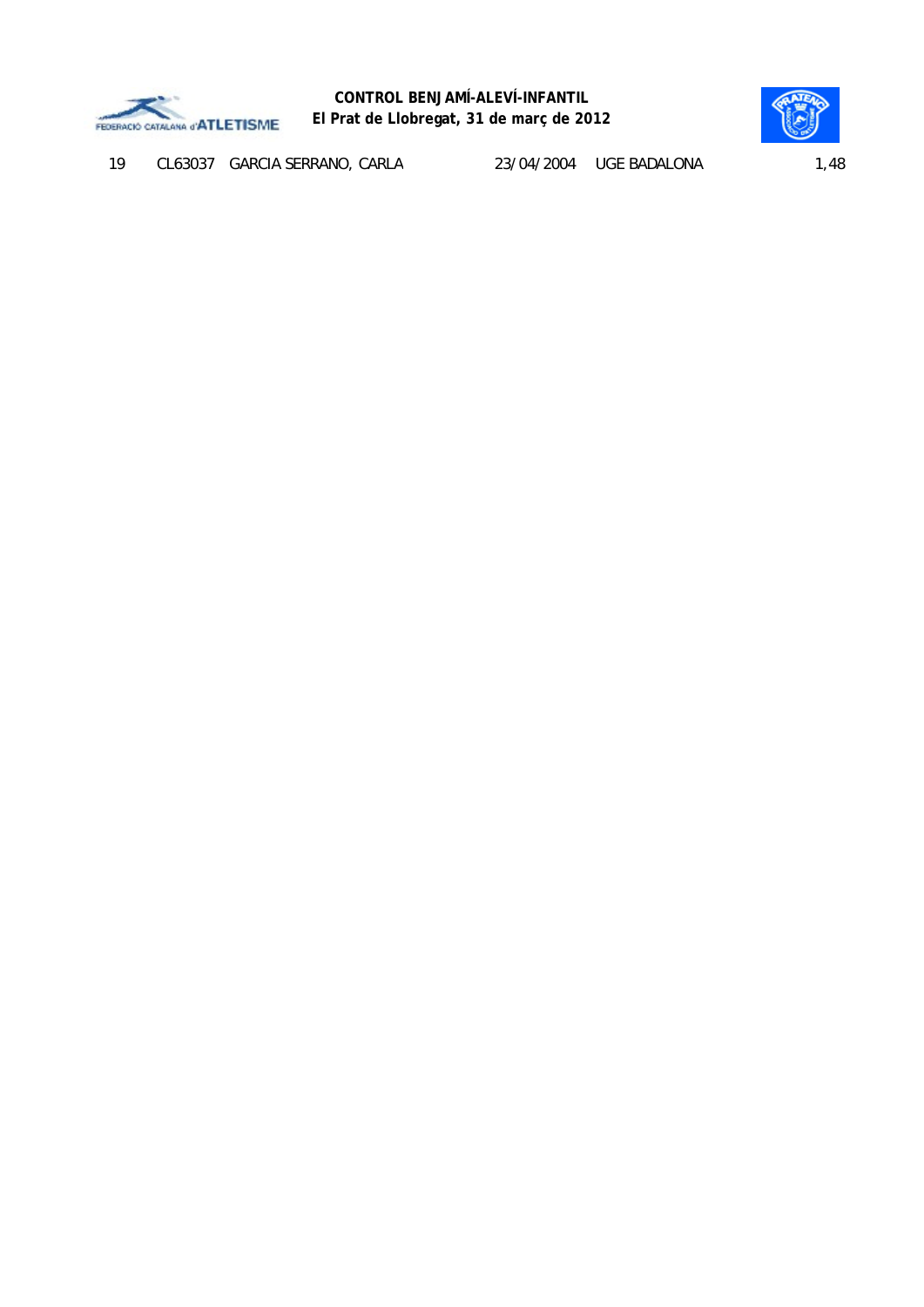**CONTROL BENJAMÍ-ALEVÍ-INFANTIL**
**El Prat de Llobregat, 31 de març de 2012**

| | | | | | |
|---|---|---|---|---|---|
| 19 | CL63037 | GARCIA SERRANO, CARLA | 23/04/2004 | UGE BADALONA | 1,48 |